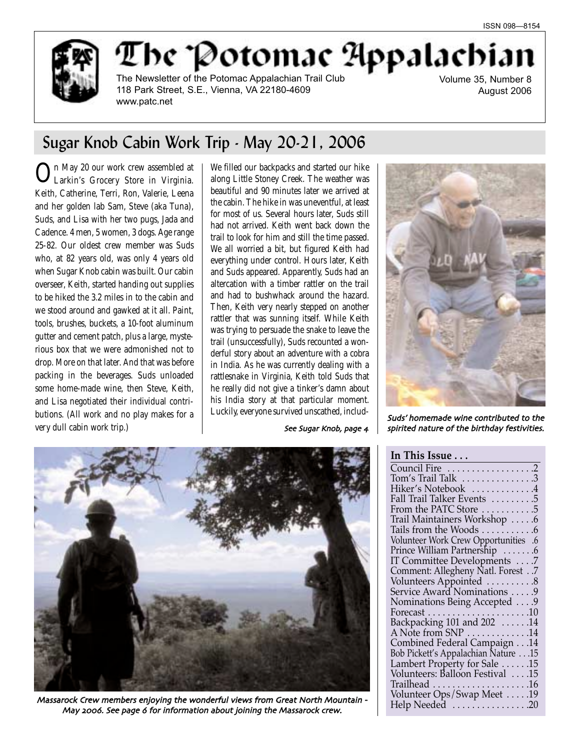ISSN 098—8154

# The Potomac Appalachian

The Newsletter of the Potomac Appalachian Trail Club
118 Park Street, S.E., Vienna, VA 22180-4609
www.patc.net

Volume 35, Number 8
August 2006

## Sugar Knob Cabin Work Trip - May 20-21, 2006

On May 20 our work crew assembled at Larkin's Grocery Store in Virginia. Keith, Catherine, Terri, Ron, Valerie, Leena and her golden lab Sam, Steve (aka Tuna), Suds, and Lisa with her two pugs, Jada and Cadence. 4 men, 5 women, 3 dogs. Age range 25-82. Our oldest crew member was Suds who, at 82 years old, was only 4 years old when Sugar Knob cabin was built. Our cabin overseer, Keith, started handing out supplies to be hiked the 3.2 miles in to the cabin and we stood around and gawked at it all. Paint, tools, brushes, buckets, a 10-foot aluminum gutter and cement patch, plus a large, mysterious box that we were admonished not to drop. More on that later. And that was before packing in the beverages. Suds unloaded some home-made wine, then Steve, Keith, and Lisa negotiated their individual contributions. (All work and no play makes for a very dull cabin work trip.)

We filled our backpacks and started our hike along Little Stoney Creek. The weather was beautiful and 90 minutes later we arrived at the cabin. The hike in was uneventful, at least for most of us. Several hours later, Suds still had not arrived. Keith went back down the trail to look for him and still the time passed. We all worried a bit, but figured Keith had everything under control. Hours later, Keith and Suds appeared. Apparently, Suds had an altercation with a timber rattler on the trail and had to bushwhack around the hazard. Then, Keith very nearly stepped on another rattler that was sunning itself. While Keith was trying to persuade the snake to leave the trail (unsuccessfully), Suds recounted a wonderful story about an adventure with a cobra in India. As he was currently dealing with a rattlesnake in Virginia, Keith told Suds that he really did not give a tinker's damn about his India story at that particular moment. Luckily, everyone survived unscathed, includ-

*See Sugar Knob, page 4*

*Suds' homemade wine contributed to the spirited nature of the birthday festivities.*

*Massarock Crew members enjoying the wonderful views from Great North Mountain - May 2006. See page 6 for information about joining the Massarock crew.*

### In This Issue . . .

- Council Fire . . . 2
- Tom's Trail Talk . . . 3
- Hiker's Notebook . . . 4
- Fall Trail Talker Events . . . 5
- From the PATC Store . . . 5
- Trail Maintainers Workshop . . . 6
- Tails from the Woods . . . 6
- Volunteer Work Crew Opportunities . . . 6
- Prince William Partnership . . . 6
- IT Committee Developments . . . 7
- Comment: Allegheny Natl. Forest . . . 7
- Volunteers Appointed . . . 8
- Service Award Nominations . . . 9
- Nominations Being Accepted . . . 9
- Forecast . . . 10
- Backpacking 101 and 202 . . . 14
- A Note from SNP . . . 14
- Combined Federal Campaign . . . 14
- Bob Pickett's Appalachian Nature . . . 15
- Lambert Property for Sale . . . 15
- Volunteers: Balloon Festival . . . 15
- Trailhead . . . 16
- Volunteer Ops/Swap Meet . . . 19
- Help Needed . . . 20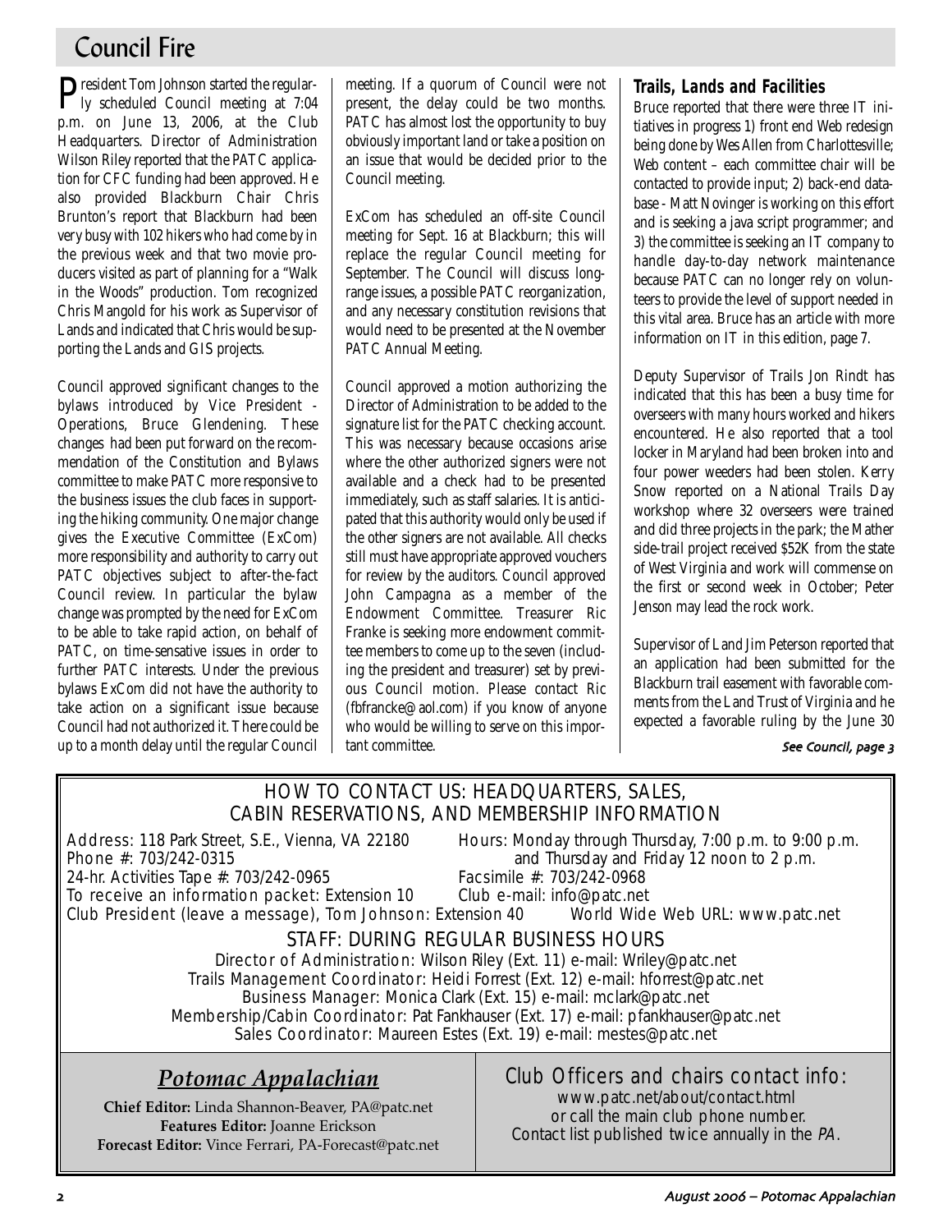# Council Fire

President Tom Johnson started the regularly scheduled Council meeting at 7:04 p.m. on June 13, 2006, at the Club Headquarters. Director of Administration Wilson Riley reported that the PATC application for CFC funding had been approved. He also provided Blackburn Chair Chris Brunton's report that Blackburn had been very busy with 102 hikers who had come by in the previous week and that two movie producers visited as part of planning for a "Walk in the Woods" production. Tom recognized Chris Mangold for his work as Supervisor of Lands and indicated that Chris would be supporting the Lands and GIS projects.

Council approved significant changes to the bylaws introduced by Vice President - Operations, Bruce Glendening. These changes had been put forward on the recommendation of the Constitution and Bylaws committee to make PATC more responsive to the business issues the club faces in supporting the hiking community. One major change gives the Executive Committee (ExCom) more responsibility and authority to carry out PATC objectives subject to after-the-fact Council review. In particular the bylaw change was prompted by the need for ExCom to be able to take rapid action, on behalf of PATC, on time-sensative issues in order to further PATC interests. Under the previous bylaws ExCom did not have the authority to take action on a significant issue because Council had not authorized it. There could be up to a month delay until the regular Council meeting. If a quorum of Council were not present, the delay could be two months. PATC has almost lost the opportunity to buy obviously important land or take a position on an issue that would be decided prior to the Council meeting.

ExCom has scheduled an off-site Council meeting for Sept. 16 at Blackburn; this will replace the regular Council meeting for September. The Council will discuss long-range issues, a possible PATC reorganization, and any necessary constitution revisions that would need to be presented at the November PATC Annual Meeting.

Council approved a motion authorizing the Director of Administration to be added to the signature list for the PATC checking account. This was necessary because occasions arise where the other authorized signers were not available and a check had to be presented immediately, such as staff salaries. It is anticipated that this authority would only be used if the other signers are not available. All checks still must have appropriate approved vouchers for review by the auditors. Council approved John Campagna as a member of the Endowment Committee. Treasurer Ric Franke is seeking more endowment committee members to come up to the seven (including the president and treasurer) set by previous Council motion. Please contact Ric (fbfrancke@aol.com) if you know of anyone who would be willing to serve on this important committee.

### Trails, Lands and Facilities

Bruce reported that there were three IT initiatives in progress 1) front end Web redesign being done by Wes Allen from Charlottesville; Web content – each committee chair will be contacted to provide input; 2) back-end database - Matt Novinger is working on this effort and is seeking a java script programmer; and 3) the committee is seeking an IT company to handle day-to-day network maintenance because PATC can no longer rely on volunteers to provide the level of support needed in this vital area. Bruce has an article with more information on IT in this edition, page 7.

Deputy Supervisor of Trails Jon Rindt has indicated that this has been a busy time for overseers with many hours worked and hikers encountered. He also reported that a tool locker in Maryland had been broken into and four power weeders had been stolen. Kerry Snow reported on a National Trails Day workshop where 32 overseers were trained and did three projects in the park; the Mather side-trail project received $52K from the state of West Virginia and work will commense on the first or second week in October; Peter Jenson may lead the rock work.

Supervisor of Land Jim Peterson reported that an application had been submitted for the Blackburn trail easement with favorable comments from the Land Trust of Virginia and he expected a favorable ruling by the June 30

*See Council, page 3*

---

## HOW TO CONTACT US: HEADQUARTERS, SALES, CABIN RESERVATIONS, AND MEMBERSHIP INFORMATION

Address: 118 Park Street, S.E., Vienna, VA 22180
Hours: Monday through Thursday, 7:00 p.m. to 9:00 p.m. and Thursday and Friday 12 noon to 2 p.m.
Phone #: 703/242-0315
24-hr. Activities Tape #: 703/242-0965
Facsimile #: 703/242-0968
To receive an information packet: Extension 10
Club e-mail: info@patc.net
Club President (leave a message), Tom Johnson: Extension 40
World Wide Web URL: www.patc.net

### STAFF: DURING REGULAR BUSINESS HOURS

Director of Administration: Wilson Riley (Ext. 11) e-mail: Wriley@patc.net
Trails Management Coordinator: Heidi Forrest (Ext. 12) e-mail: hforrest@patc.net
Business Manager: Monica Clark (Ext. 15) e-mail: mclark@patc.net
Membership/Cabin Coordinator: Pat Fankhauser (Ext. 17) e-mail: pfankhauser@patc.net
Sales Coordinator: Maureen Estes (Ext. 19) e-mail: mestes@patc.net

### *Potomac Appalachian*

**Chief Editor:** Linda Shannon-Beaver, PA@patc.net
**Features Editor:** Joanne Erickson
**Forecast Editor:** Vince Ferrari, PA-Forecast@patc.net

### Club Officers and chairs contact info:

www.patc.net/about/contact.html
or call the main club phone number.
Contact list published twice annually in the *PA*.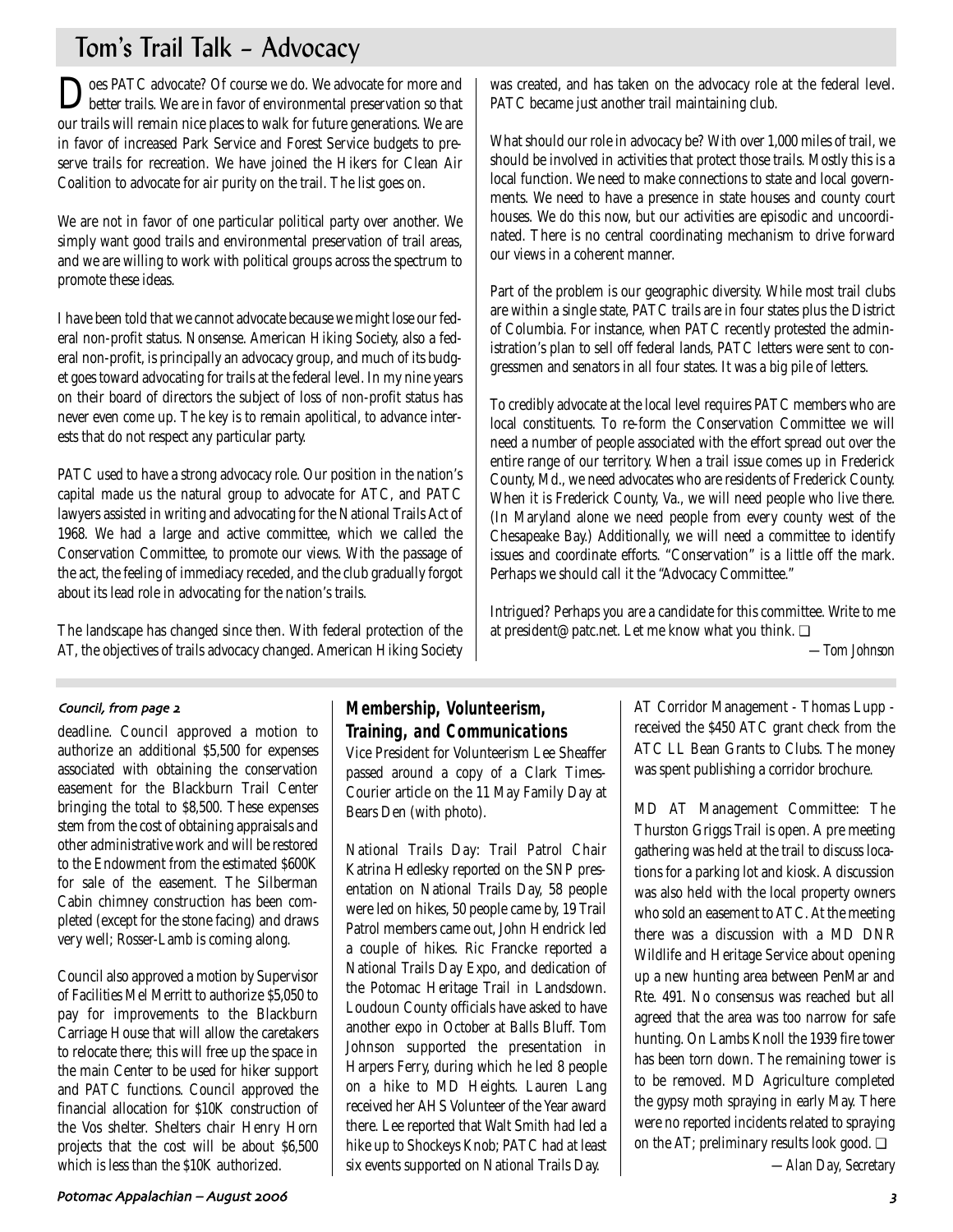# Tom's Trail Talk – Advocacy

Does PATC advocate? Of course we do. We advocate for more and better trails. We are in favor of environmental preservation so that our trails will remain nice places to walk for future generations. We are in favor of increased Park Service and Forest Service budgets to preserve trails for recreation. We have joined the Hikers for Clean Air Coalition to advocate for air purity on the trail. The list goes on.

We are not in favor of one particular political party over another. We simply want good trails and environmental preservation of trail areas, and we are willing to work with political groups across the spectrum to promote these ideas.

I have been told that we cannot advocate because we might lose our federal non-profit status. Nonsense. American Hiking Society, also a federal non-profit, is principally an advocacy group, and much of its budget goes toward advocating for trails at the federal level. In my nine years on their board of directors the subject of loss of non-profit status has never even come up. The key is to remain apolitical, to advance interests that do not respect any particular party.

PATC used to have a strong advocacy role. Our position in the nation's capital made us the natural group to advocate for ATC, and PATC lawyers assisted in writing and advocating for the National Trails Act of 1968. We had a large and active committee, which we called the Conservation Committee, to promote our views. With the passage of the act, the feeling of immediacy receded, and the club gradually forgot about its lead role in advocating for the nation's trails.

The landscape has changed since then. With federal protection of the AT, the objectives of trails advocacy changed. American Hiking Society was created, and has taken on the advocacy role at the federal level. PATC became just another trail maintaining club.

What should our role in advocacy be? With over 1,000 miles of trail, we should be involved in activities that protect those trails. Mostly this is a local function. We need to make connections to state and local governments. We need to have a presence in state houses and county court houses. We do this now, but our activities are episodic and uncoordinated. There is no central coordinating mechanism to drive forward our views in a coherent manner.

Part of the problem is our geographic diversity. While most trail clubs are within a single state, PATC trails are in four states plus the District of Columbia. For instance, when PATC recently protested the administration's plan to sell off federal lands, PATC letters were sent to congressmen and senators in all four states. It was a big pile of letters.

To credibly advocate at the local level requires PATC members who are local constituents. To re-form the Conservation Committee we will need a number of people associated with the effort spread out over the entire range of our territory. When a trail issue comes up in Frederick County, Md., we need advocates who are residents of Frederick County. When it is Frederick County, Va., we will need people who live there. (In Maryland alone we need people from every county west of the Chesapeake Bay.) Additionally, we will need a committee to identify issues and coordinate efforts. "Conservation" is a little off the mark. Perhaps we should call it the "Advocacy Committee."

Intrigued? Perhaps you are a candidate for this committee. Write to me at president@patc.net. Let me know what you think. ❑

*—Tom Johnson*

---

*Council, from page 2*

deadline. Council approved a motion to authorize an additional $5,500 for expenses associated with obtaining the conservation easement for the Blackburn Trail Center bringing the total to $8,500. These expenses stem from the cost of obtaining appraisals and other administrative work and will be restored to the Endowment from the estimated $600K for sale of the easement. The Silberman Cabin chimney construction has been completed (except for the stone facing) and draws very well; Rosser-Lamb is coming along.

Council also approved a motion by Supervisor of Facilities Mel Merritt to authorize $5,050 to pay for improvements to the Blackburn Carriage House that will allow the caretakers to relocate there; this will free up the space in the main Center to be used for hiker support and PATC functions. Council approved the financial allocation for $10K construction of the Vos shelter. Shelters chair Henry Horn projects that the cost will be about $6,500 which is less than the $10K authorized.

## Membership, Volunteerism, Training, and Communications

Vice President for Volunteerism Lee Sheaffer passed around a copy of a Clark Times-Courier article on the 11 May Family Day at Bears Den (with photo).

National Trails Day: Trail Patrol Chair Katrina Hedlesky reported on the SNP presentation on National Trails Day, 58 people were led on hikes, 50 people came by, 19 Trail Patrol members came out, John Hendrick led a couple of hikes. Ric Francke reported a National Trails Day Expo, and dedication of the Potomac Heritage Trail in Landsdown. Loudoun County officials have asked to have another expo in October at Balls Bluff. Tom Johnson supported the presentation in Harpers Ferry, during which he led 8 people on a hike to MD Heights. Lauren Lang received her AHS Volunteer of the Year award there. Lee reported that Walt Smith had led a hike up to Shockeys Knob; PATC had at least six events supported on National Trails Day.

AT Corridor Management - Thomas Lupp - received the $450 ATC grant check from the ATC LL Bean Grants to Clubs. The money was spent publishing a corridor brochure.

MD AT Management Committee: The Thurston Griggs Trail is open. A pre meeting gathering was held at the trail to discuss locations for a parking lot and kiosk. A discussion was also held with the local property owners who sold an easement to ATC. At the meeting there was a discussion with a MD DNR Wildlife and Heritage Service about opening up a new hunting area between PenMar and Rte. 491. No consensus was reached but all agreed that the area was too narrow for safe hunting. On Lambs Knoll the 1939 fire tower has been torn down. The remaining tower is to be removed. MD Agriculture completed the gypsy moth spraying in early May. There were no reported incidents related to spraying on the AT; preliminary results look good. ❑

*—Alan Day, Secretary*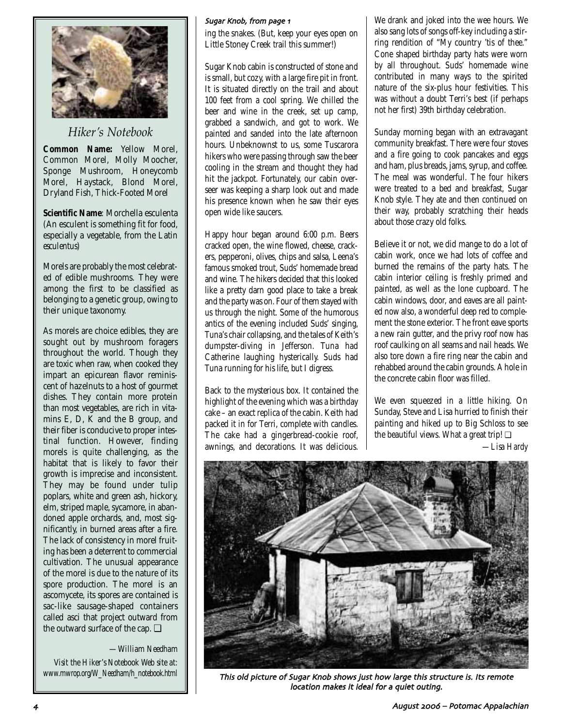## Hiker's Notebook

**Common Name:** Yellow Morel, Common Morel, Molly Moocher, Sponge Mushroom, Honeycomb Morel, Haystack, Blond Morel, Dryland Fish, Thick-Footed Morel

**Scientific Name**: Morchella esculenta (An esculent is something fit for food, especially a vegetable, from the Latin *esculentus*)

Morels are probably the most celebrated of edible mushrooms. They were among the first to be classified as belonging to a genetic group, owing to their unique taxonomy.

As morels are choice edibles, they are sought out by mushroom foragers throughout the world. Though they are toxic when raw, when cooked they impart an epicurean flavor reminiscent of hazelnuts to a host of gourmet dishes. They contain more protein than most vegetables, are rich in vitamins E, D, K and the B group, and their fiber is conducive to proper intestinal function. However, finding morels is quite challenging, as the habitat that is likely to favor their growth is imprecise and inconsistent. They may be found under tulip poplars, white and green ash, hickory, elm, striped maple, sycamore, in abandoned apple orchards, and, most significantly, in burned areas after a fire. The lack of consistency in morel fruiting has been a deterrent to commercial cultivation. The unusual appearance of the morel is due to the nature of its spore production. The morel is an ascomycete, its spores are contained is sac-like sausage-shaped containers called asci that project outward from the outward surface of the cap. ❑

*—William Needham*

*Visit the Hiker's Notebook Web site at: www.mwrop.org/W_Needham/h_notebook.html*

*Sugar Knob, from page 1*

ing the snakes. (But, keep your eyes open on Little Stoney Creek trail this summer!)

Sugar Knob cabin is constructed of stone and is small, but cozy, with a large fire pit in front. It is situated directly on the trail and about 100 feet from a cool spring. We chilled the beer and wine in the creek, set up camp, grabbed a sandwich, and got to work. We painted and sanded into the late afternoon hours. Unbeknownst to us, some Tuscarora hikers who were passing through saw the beer cooling in the stream and thought they had hit the jackpot. Fortunately, our cabin overseer was keeping a sharp look out and made his presence known when he saw their eyes open wide like saucers.

Happy hour began around 6:00 p.m. Beers cracked open, the wine flowed, cheese, crackers, pepperoni, olives, chips and salsa, Leena's famous smoked trout, Suds' homemade bread and wine. The hikers decided that this looked like a pretty darn good place to take a break and the party was on. Four of them stayed with us through the night. Some of the humorous antics of the evening included Suds' singing, Tuna's chair collapsing, and the tales of Keith's dumpster-diving in Jefferson. Tuna had Catherine laughing hysterically. Suds had Tuna running for his life, but I digress.

Back to the mysterious box. It contained the highlight of the evening which was a birthday cake – an exact replica of the cabin. Keith had packed it in for Terri, complete with candles. The cake had a gingerbread-cookie roof, awnings, and decorations. It was delicious. We drank and joked into the wee hours. We also sang lots of songs off-key including a stirring rendition of "My country 'tis of thee." Cone shaped birthday party hats were worn by all throughout. Suds' homemade wine contributed in many ways to the spirited nature of the six-plus hour festivities. This was without a doubt Terri's best (if perhaps not her first) 39th birthday celebration.

Sunday morning began with an extravagant community breakfast. There were four stoves and a fire going to cook pancakes and eggs and ham, plus breads, jams, syrup, and coffee. The meal was wonderful. The four hikers were treated to a bed and breakfast, Sugar Knob style. They ate and then continued on their way, probably scratching their heads about those crazy old folks.

Believe it or not, we did mange to do a lot of cabin work, once we had lots of coffee and burned the remains of the party hats. The cabin interior ceiling is freshly primed and painted, as well as the lone cupboard. The cabin windows, door, and eaves are all painted now also, a wonderful deep red to complement the stone exterior. The front eave sports a new rain gutter, and the privy roof now has roof caulking on all seams and nail heads. We also tore down a fire ring near the cabin and rehabbed around the cabin grounds. A hole in the concrete cabin floor was filled.

We even squeezed in a little hiking. On Sunday, Steve and Lisa hurried to finish their painting and hiked up to Big Schloss to see the beautiful views. What a great trip! ❑

*—Lisa Hardy*

*This old picture of Sugar Knob shows just how large this structure is. Its remote location makes it ideal for a quiet outing.*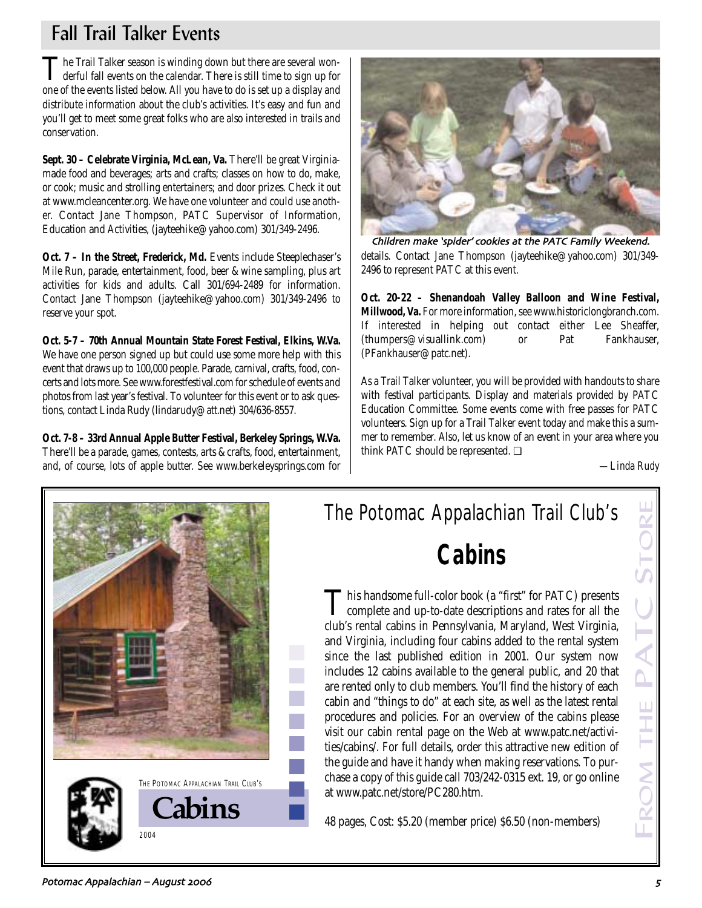## Fall Trail Talker Events

The Trail Talker season is winding down but there are several wonderful fall events on the calendar. There is still time to sign up for one of the events listed below. All you have to do is set up a display and distribute information about the club's activities. It's easy and fun and you'll get to meet some great folks who are also interested in trails and conservation.

**Sept. 30 – Celebrate Virginia, McLean, Va.** There'll be great Virginia-made food and beverages; arts and crafts; classes on how to do, make, or cook; music and strolling entertainers; and door prizes. Check it out at www.mcleancenter.org. We have one volunteer and could use another. Contact Jane Thompson, PATC Supervisor of Information, Education and Activities, (jayteehike@yahoo.com) 301/349-2496.

**Oct. 7 – In the Street, Frederick, Md.** Events include Steeplechaser's Mile Run, parade, entertainment, food, beer & wine sampling, plus art activities for kids and adults. Call 301/694-2489 for information. Contact Jane Thompson (jayteehike@yahoo.com) 301/349-2496 to reserve your spot.

**Oct. 5-7 – 70th Annual Mountain State Forest Festival, Elkins, W.Va.** We have one person signed up but could use some more help with this event that draws up to 100,000 people. Parade, carnival, crafts, food, concerts and lots more. See www.forestfestival.com for schedule of events and photos from last year's festival. To volunteer for this event or to ask questions, contact Linda Rudy (lindarudy@att.net) 304/636-8557.

**Oct. 7-8 – 33rd Annual Apple Butter Festival, Berkeley Springs, W.Va.** There'll be a parade, games, contests, arts & crafts, food, entertainment, and, of course, lots of apple butter. See www.berkeleysprings.com for details. Contact Jane Thompson (jayteehike@yahoo.com) 301/349-2496 to represent PATC at this event.

*Children make 'spider' cookies at the PATC Family Weekend.*

**Oct. 20-22 – Shenandoah Valley Balloon and Wine Festival, Millwood, Va.** For more information, see www.historiclongbranch.com. If interested in helping out contact either Lee Sheaffer, (thumpers@visuallink.com) or Pat Fankhauser, (PFankhauser@patc.net).

As a Trail Talker volunteer, you will be provided with handouts to share with festival participants. Display and materials provided by PATC Education Committee. Some events come with free passes for PATC volunteers. Sign up for a Trail Talker event today and make this a summer to remember. Also, let us know of an event in your area where you think PATC should be represented. ❑

*—Linda Rudy*

---

**From the PATC Store**

## The Potomac Appalachian Trail Club's

# Cabins

This handsome full-color book (a "first" for PATC) presents complete and up-to-date descriptions and rates for all the club's rental cabins in Pennsylvania, Maryland, West Virginia, and Virginia, including four cabins added to the rental system since the last published edition in 2001. Our system now includes 12 cabins available to the general public, and 20 that are rented only to club members. You'll find the history of each cabin and "things to do" at each site, as well as the latest rental procedures and policies. For an overview of the cabins please visit our cabin rental page on the Web at www.patc.net/activities/cabins/. For full details, order this attractive new edition of the guide and have it handy when making reservations. To purchase a copy of this guide call 703/242-0315 ext. 19, or go online at www.patc.net/store/PC280.htm.

48 pages, Cost: $5.20 (member price) $6.50 (non-members)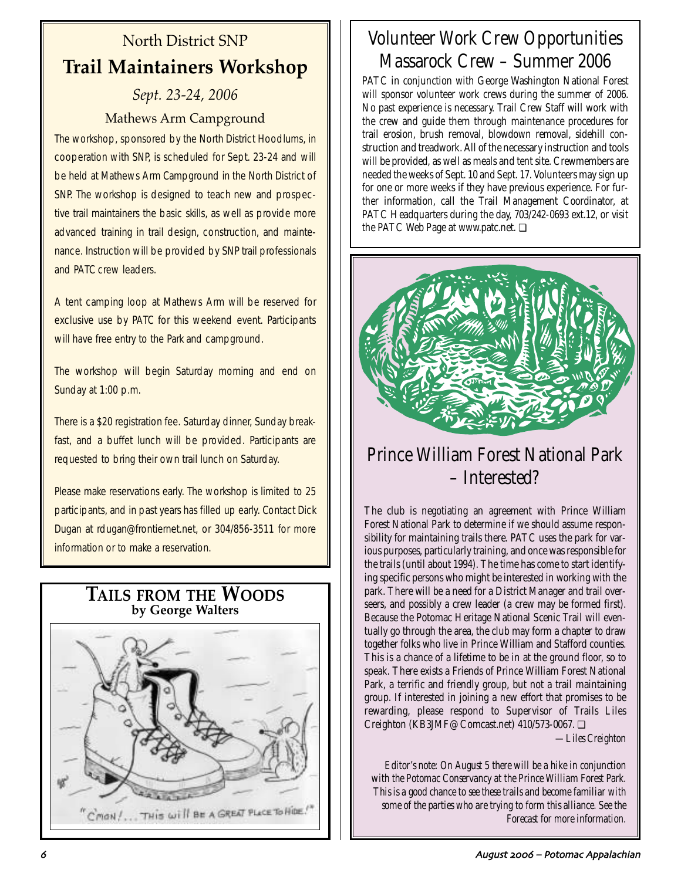## North District SNP

# Trail Maintainers Workshop

*Sept. 23-24, 2006*

Mathews Arm Campground

The workshop, sponsored by the North District Hoodlums, in cooperation with SNP, is scheduled for Sept. 23-24 and will be held at Mathews Arm Campground in the North District of SNP. The workshop is designed to teach new and prospective trail maintainers the basic skills, as well as provide more advanced training in trail design, construction, and maintenance. Instruction will be provided by SNP trail professionals and PATC crew leaders.

A tent camping loop at Mathews Arm will be reserved for exclusive use by PATC for this weekend event. Participants will have free entry to the Park and campground.

The workshop will begin Saturday morning and end on Sunday at 1:00 p.m.

There is a $20 registration fee. Saturday dinner, Sunday breakfast, and a buffet lunch will be provided. Participants are requested to bring their own trail lunch on Saturday.

Please make reservations early. The workshop is limited to 25 participants, and in past years has filled up early. Contact Dick Dugan at rdugan@frontiernet.net, or 304/856-3511 for more information or to make a reservation.

## TAILS FROM THE WOODS
**by George Walters**

"C'MON!... THIS WILL BE A GREAT PLACE TO HIDE!"

# Volunteer Work Crew Opportunities Massarock Crew – Summer 2006

PATC in conjunction with George Washington National Forest will sponsor volunteer work crews during the summer of 2006. No past experience is necessary. Trail Crew Staff will work with the crew and guide them through maintenance procedures for trail erosion, brush removal, blowdown removal, sidehill construction and treadwork. All of the necessary instruction and tools will be provided, as well as meals and tent site. Crewmembers are needed the weeks of Sept. 10 and Sept. 17. Volunteers may sign up for one or more weeks if they have previous experience. For further information, call the Trail Management Coordinator, at PATC Headquarters during the day, 703/242-0693 ext.12, or visit the PATC Web Page at www.patc.net. ❑

# Prince William Forest National Park – Interested?

The club is negotiating an agreement with Prince William Forest National Park to determine if we should assume responsibility for maintaining trails there. PATC uses the park for various purposes, particularly training, and once was responsible for the trails (until about 1994). The time has come to start identifying specific persons who might be interested in working with the park. There will be a need for a District Manager and trail overseers, and possibly a crew leader (a crew may be formed first). Because the Potomac Heritage National Scenic Trail will eventually go through the area, the club may form a chapter to draw together folks who live in Prince William and Stafford counties. This is a chance of a lifetime to be in at the ground floor, so to speak. There exists a Friends of Prince William Forest National Park, a terrific and friendly group, but not a trail maintaining group. If interested in joining a new effort that promises to be rewarding, please respond to Supervisor of Trails Liles Creighton (KB3JMF@Comcast.net) 410/573-0067. ❑

*—Liles Creighton*

*Editor's note: On August 5 there will be a hike in conjunction with the Potomac Conservancy at the Prince William Forest Park. This is a good chance to see these trails and become familiar with some of the parties who are trying to form this alliance. See the Forecast for more information.*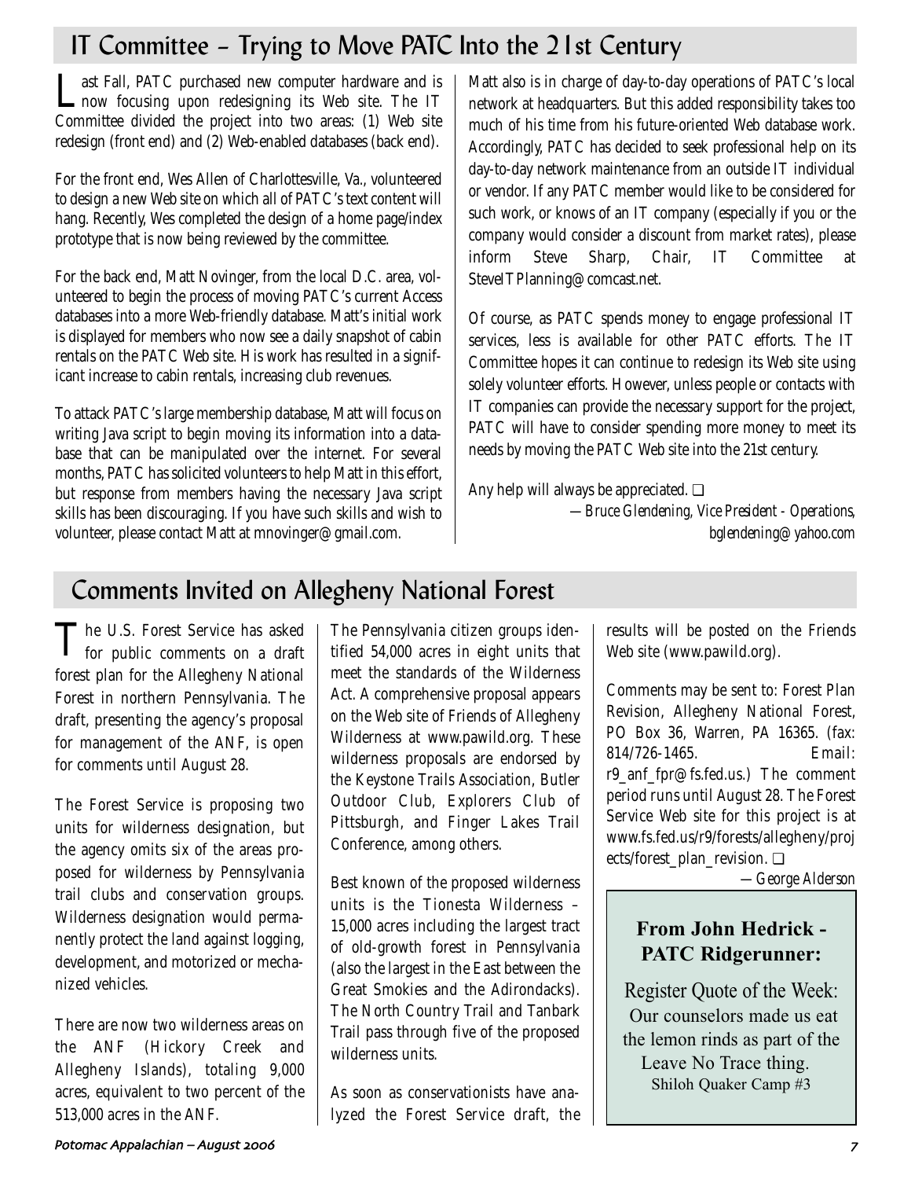## IT Committee – Trying to Move PATC Into the 21st Century

Last Fall, PATC purchased new computer hardware and is now focusing upon redesigning its Web site. The IT Committee divided the project into two areas: (1) Web site redesign (front end) and (2) Web-enabled databases (back end).

For the front end, Wes Allen of Charlottesville, Va., volunteered to design a new Web site on which all of PATC's text content will hang. Recently, Wes completed the design of a home page/index prototype that is now being reviewed by the committee.

For the back end, Matt Novinger, from the local D.C. area, volunteered to begin the process of moving PATC's current Access databases into a more Web-friendly database. Matt's initial work is displayed for members who now see a daily snapshot of cabin rentals on the PATC Web site. His work has resulted in a significant increase to cabin rentals, increasing club revenues.

To attack PATC's large membership database, Matt will focus on writing Java script to begin moving its information into a database that can be manipulated over the internet. For several months, PATC has solicited volunteers to help Matt in this effort, but response from members having the necessary Java script skills has been discouraging. If you have such skills and wish to volunteer, please contact Matt at mnovinger@gmail.com.

Matt also is in charge of day-to-day operations of PATC's local network at headquarters. But this added responsibility takes too much of his time from his future-oriented Web database work. Accordingly, PATC has decided to seek professional help on its day-to-day network maintenance from an outside IT individual or vendor. If any PATC member would like to be considered for such work, or knows of an IT company (especially if you or the company would consider a discount from market rates), please inform Steve Sharp, Chair, IT Committee at SteveITPlanning@comcast.net.

Of course, as PATC spends money to engage professional IT services, less is available for other PATC efforts. The IT Committee hopes it can continue to redesign its Web site using solely volunteer efforts. However, unless people or contacts with IT companies can provide the necessary support for the project, PATC will have to consider spending more money to meet its needs by moving the PATC Web site into the 21st century.

Any help will always be appreciated. ❑

*—Bruce Glendening, Vice President - Operations, bglendening@yahoo.com*

## Comments Invited on Allegheny National Forest

The U.S. Forest Service has asked for public comments on a draft forest plan for the Allegheny National Forest in northern Pennsylvania. The draft, presenting the agency's proposal for management of the ANF, is open for comments until August 28.

The Forest Service is proposing two units for wilderness designation, but the agency omits six of the areas proposed for wilderness by Pennsylvania trail clubs and conservation groups. Wilderness designation would permanently protect the land against logging, development, and motorized or mechanized vehicles.

There are now two wilderness areas on the ANF (Hickory Creek and Allegheny Islands), totaling 9,000 acres, equivalent to two percent of the 513,000 acres in the ANF.

The Pennsylvania citizen groups identified 54,000 acres in eight units that meet the standards of the Wilderness Act. A comprehensive proposal appears on the Web site of Friends of Allegheny Wilderness at www.pawild.org. These wilderness proposals are endorsed by the Keystone Trails Association, Butler Outdoor Club, Explorers Club of Pittsburgh, and Finger Lakes Trail Conference, among others.

Best known of the proposed wilderness units is the Tionesta Wilderness – 15,000 acres including the largest tract of old-growth forest in Pennsylvania (also the largest in the East between the Great Smokies and the Adirondacks). The North Country Trail and Tanbark Trail pass through five of the proposed wilderness units.

As soon as conservationists have analyzed the Forest Service draft, the results will be posted on the Friends Web site (www.pawild.org).

Comments may be sent to: Forest Plan Revision, Allegheny National Forest, PO Box 36, Warren, PA 16365. (fax: 814/726-1465. Email: r9_anf_fpr@fs.fed.us.) The comment period runs until August 28. The Forest Service Web site for this project is at www.fs.fed.us/r9/forests/allegheny/projects/forest_plan_revision. ❑

*—George Alderson*

### From John Hedrick - PATC Ridgerunner:

Register Quote of the Week:
Our counselors made us eat the lemon rinds as part of the Leave No Trace thing.
Shiloh Quaker Camp #3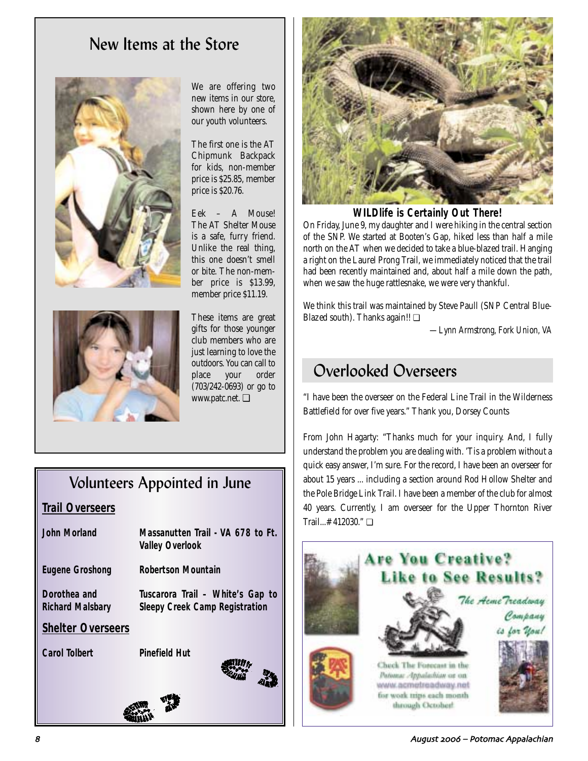## New Items at the Store

We are offering two new items in our store, shown here by one of our youth volunteers.

The first one is the AT Chipmunk Backpack for kids, non-member price is $25.85, member price is $20.76.

Eek – A Mouse! The AT Shelter Mouse is a safe, furry friend. Unlike the real thing, this one doesn't smell or bite. The non-member price is $13.99, member price $11.19.

These items are great gifts for those younger club members who are just learning to love the outdoors. You can call to place your order (703/242-0693) or go to www.patc.net. ❑

## Volunteers Appointed in June

### Trail Overseers

| | |
|---|---|
| **John Morland** | **Massanutten Trail - VA 678 to Ft. Valley Overlook** |
| **Eugene Groshong** | **Robertson Mountain** |
| **Dorothea and Richard Malsbary** | **Tuscarora Trail – White's Gap to Sleepy Creek Camp Registration** |

### Shelter Overseers

| | |
|---|---|
| **Carol Tolbert** | **Pinefield Hut** |

**WILDlife is Certainly Out There!**

On Friday, June 9, my daughter and I were hiking in the central section of the SNP. We started at Booten's Gap, hiked less than half a mile north on the AT when we decided to take a blue-blazed trail. Hanging a right on the Laurel Prong Trail, we immediately noticed that the trail had been recently maintained and, about half a mile down the path, when we saw the huge rattlesnake, we were very thankful.

We think this trail was maintained by Steve Paull (SNP Central Blue-Blazed south). Thanks again!! ❑

*—Lynn Armstrong, Fork Union, VA*

## Overlooked Overseers

"I have been the overseer on the Federal Line Trail in the Wilderness Battlefield for over five years." Thank you, Dorsey Counts

From John Hagarty: "Thanks much for your inquiry. And, I fully understand the problem you are dealing with. 'Tis a problem without a quick easy answer, I'm sure. For the record, I have been an overseer for about 15 years ... including a section around Rod Hollow Shelter and the Pole Bridge Link Trail. I have been a member of the club for almost 40 years. Currently, I am overseer for the Upper Thornton River Trail...#412030." ❑

**Are You Creative? Like to See Results?**

*The Acme Treadway Company is for You!*

Check The Forecast in the *Potomac Appalachian* or on www.acmetreadway.net for work trips each month through October!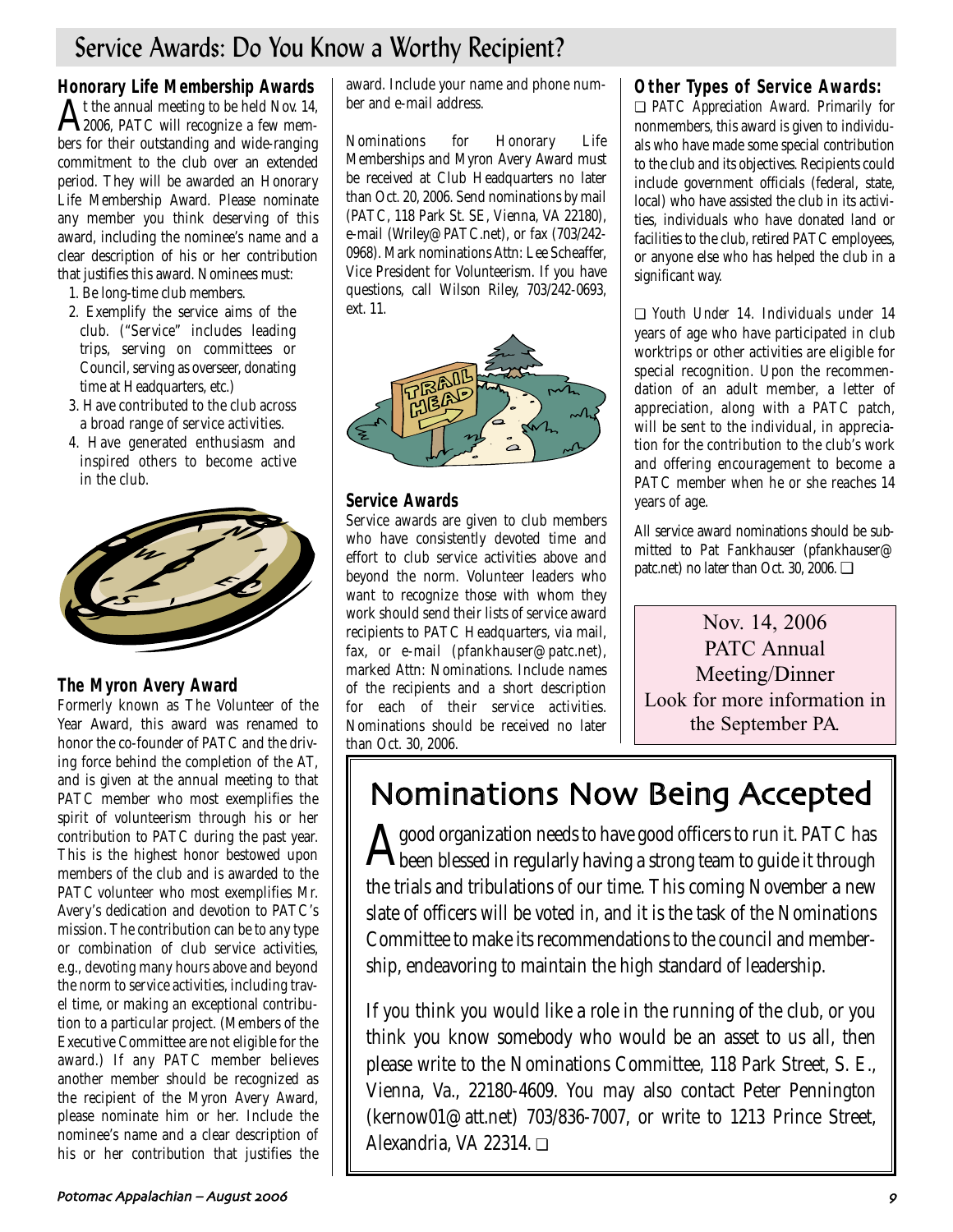# Service Awards: Do You Know a Worthy Recipient?

### Honorary Life Membership Awards

At the annual meeting to be held Nov. 14, 2006, PATC will recognize a few members for their outstanding and wide-ranging commitment to the club over an extended period. They will be awarded an Honorary Life Membership Award. Please nominate any member you think deserving of this award, including the nominee's name and a clear description of his or her contribution that justifies this award. Nominees must:

1. Be long-time club members.
2. Exemplify the service aims of the club. ("Service" includes leading trips, serving on committees or Council, serving as overseer, donating time at Headquarters, etc.)
3. Have contributed to the club across a broad range of service activities.
4. Have generated enthusiasm and inspired others to become active in the club.

### The Myron Avery Award

Formerly known as The Volunteer of the Year Award, this award was renamed to honor the co-founder of PATC and the driving force behind the completion of the AT, and is given at the annual meeting to that PATC member who most exemplifies the spirit of volunteerism through his or her contribution to PATC during the past year. This is the highest honor bestowed upon members of the club and is awarded to the PATC volunteer who most exemplifies Mr. Avery's dedication and devotion to PATC's mission. The contribution can be to any type or combination of club service activities, e.g., devoting many hours above and beyond the norm to service activities, including travel time, or making an exceptional contribution to a particular project. (Members of the Executive Committee are not eligible for the award.) If any PATC member believes another member should be recognized as the recipient of the Myron Avery Award, please nominate him or her. Include the nominee's name and a clear description of his or her contribution that justifies the award. Include your name and phone number and e-mail address.

Nominations for Honorary Life Memberships and Myron Avery Award must be received at Club Headquarters no later than Oct. 20, 2006. Send nominations by mail (PATC, 118 Park St. SE, Vienna, VA 22180), e-mail (Wriley@PATC.net), or fax (703/242-0968). Mark nominations Attn: Lee Scheaffer, Vice President for Volunteerism. If you have questions, call Wilson Riley, 703/242-0693, ext. 11.

### Service Awards

Service awards are given to club members who have consistently devoted time and effort to club service activities above and beyond the norm. Volunteer leaders who want to recognize those with whom they work should send their lists of service award recipients to PATC Headquarters, via mail, fax, or e-mail (pfankhauser@patc.net), marked Attn: Nominations. Include names of the recipients and a short description for each of their service activities. Nominations should be received no later than Oct. 30, 2006.

### Other Types of Service Awards:

❑ *PATC Appreciation Award.* Primarily for nonmembers, this award is given to individuals who have made some special contribution to the club and its objectives. Recipients could include government officials (federal, state, local) who have assisted the club in its activities, individuals who have donated land or facilities to the club, retired PATC employees, or anyone else who has helped the club in a significant way.

❑ *Youth Under 14.* Individuals under 14 years of age who have participated in club worktrips or other activities are eligible for special recognition. Upon the recommendation of an adult member, a letter of appreciation, along with a PATC patch, will be sent to the individual, in appreciation for the contribution to the club's work and offering encouragement to become a PATC member when he or she reaches 14 years of age.

All service award nominations should be submitted to Pat Fankhauser (pfankhauser@patc.net) no later than Oct. 30, 2006. ❑

Nov. 14, 2006
PATC Annual Meeting/Dinner
Look for more information in the September PA.

# Nominations Now Being Accepted

A good organization needs to have good officers to run it. PATC has been blessed in regularly having a strong team to guide it through the trials and tribulations of our time. This coming November a new slate of officers will be voted in, and it is the task of the Nominations Committee to make its recommendations to the council and membership, endeavoring to maintain the high standard of leadership.

If you think you would like a role in the running of the club, or you think you know somebody who would be an asset to us all, then please write to the Nominations Committee, 118 Park Street, S. E., Vienna, Va., 22180-4609. You may also contact Peter Pennington (kernow01@att.net) 703/836-7007, or write to 1213 Prince Street, Alexandria, VA 22314. ❑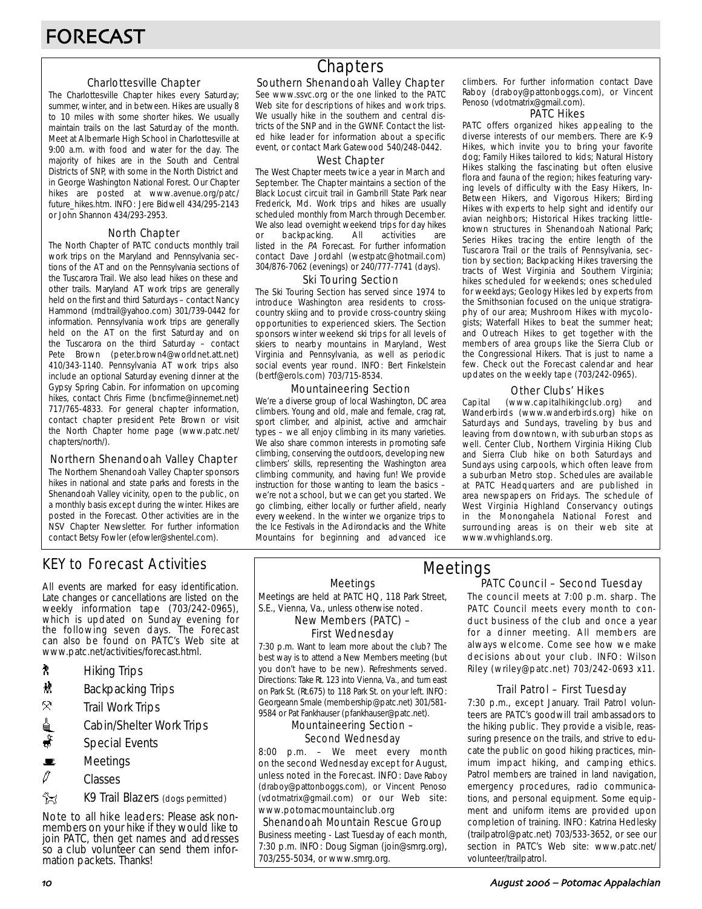# FORECAST

## Chapters

### Charlottesville Chapter

The Charlottesville Chapter hikes every Saturday; summer, winter, and in between. Hikes are usually 8 to 10 miles with some shorter hikes. We usually maintain trails on the last Saturday of the month. Meet at Albermarle High School in Charlottesville at 9:00 a.m. with food and water for the day. The majority of hikes are in the South and Central Districts of SNP, with some in the North District and in George Washington National Forest. Our Chapter hikes are posted at www.avenue.org/patc/future_hikes.htm. INFO: Jere Bidwell 434/295-2143 or John Shannon 434/293-2953.

### North Chapter

The North Chapter of PATC conducts monthly trail work trips on the Maryland and Pennsylvania sections of the AT and on the Pennsylvania sections of the Tuscarora Trail. We also lead hikes on these and other trails. Maryland AT work trips are generally held on the first and third Saturdays – contact Nancy Hammond (mdtrail@yahoo.com) 301/739-0442 for information. Pennsylvania work trips are generally held on the AT on the first Saturday and on the Tuscarora on the third Saturday – contact Pete Brown (peter.brown4@worldnet.att.net) 410/343-1140. Pennsylvania AT work trips also include an optional Saturday evening dinner at the Gypsy Spring Cabin. For information on upcoming hikes, contact Chris Firme (bncfirme@innernet.net) 717/765-4833. For general chapter information, contact chapter president Pete Brown or visit the North Chapter home page (www.patc.net/chapters/north/).

### Northern Shenandoah Valley Chapter

The Northern Shenandoah Valley Chapter sponsors hikes in national and state parks and forests in the Shenandoah Valley vicinity, open to the public, on a monthly basis except during the winter. Hikes are posted in the Forecast. Other activities are in the NSV Chapter Newsletter. For further information contact Betsy Fowler (efowler@shentel.com).

### Southern Shenandoah Valley Chapter

See www.ssvc.org or the one linked to the PATC Web site for descriptions of hikes and work trips. We usually hike in the southern and central districts of the SNP and in the GWNF. Contact the listed hike leader for information about a specific event, or contact Mark Gatewood 540/248-0442.

### West Chapter

The West Chapter meets twice a year in March and September. The Chapter maintains a section of the Black Locust circuit trail in Gambrill State Park near Frederick, Md. Work trips and hikes are usually scheduled monthly from March through December. We also lead overnight weekend trips for day hikes or backpacking. All activities are listed in the *PA* Forecast. For further information contact Dave Jordahl (westpatc@hotmail.com) 304/876-7062 (evenings) or 240/777-7741 (days).

### Ski Touring Section

The Ski Touring Section has served since 1974 to introduce Washington area residents to cross-country skiing and to provide cross-country skiing opportunities to experienced skiers. The Section sponsors winter weekend ski trips for all levels of skiers to nearby mountains in Maryland, West Virginia and Pennsylvania, as well as periodic social events year round. INFO: Bert Finkelstein (bertf@erols.com) 703/715-8534.

### Mountaineering Section

We're a diverse group of local Washington, DC area climbers. Young and old, male and female, crag rat, sport climber, and alpinist, active and armchair types – we all enjoy climbing in its many varieties. We also share common interests in promoting safe climbing, conserving the outdoors, developing new climbers' skills, representing the Washington area climbing community, and having fun! We provide instruction for those wanting to learn the basics – we're not a school, but we can get you started. We go climbing, either locally or further afield, nearly every weekend. In the winter we organize trips to the Ice Festivals in the Adirondacks and the White Mountains for beginning and advanced ice climbers. For further information contact Dave Raboy (draboy@pattonboggs.com), or Vincent Penoso (vdotmatrix@gmail.com).

### PATC Hikes

PATC offers organized hikes appealing to the diverse interests of our members. There are K-9 Hikes, which invite you to bring your favorite dog; Family Hikes tailored to kids; Natural History Hikes stalking the fascinating but often elusive flora and fauna of the region; hikes featuring varying levels of difficulty with the Easy Hikers, In-Between Hikers, and Vigorous Hikers; Birding Hikes with experts to help sight and identify our avian neighbors; Historical Hikes tracking little-known structures in Shenandoah National Park; Series Hikes tracing the entire length of the Tuscarora Trail or the trails of Pennsylvania, section by section; Backpacking Hikes traversing the tracts of West Virginia and Southern Virginia; hikes scheduled for weekends; ones scheduled for weekdays; Geology Hikes led by experts from the Smithsonian focused on the unique stratigraphy of our area; Mushroom Hikes with mycologists; Waterfall Hikes to beat the summer heat; and Outreach Hikes to get together with the members of area groups like the Sierra Club or the Congressional Hikers. That is just to name a few. Check out the Forecast calendar and hear updates on the weekly tape (703/242-0965).

### Other Clubs' Hikes

Capital (www.capitalhikingclub.org) and Wanderbirds (www.wanderbirds.org) hike on Saturdays and Sundays, traveling by bus and leaving from downtown, with suburban stops as well. Center Club, Northern Virginia Hiking Club and Sierra Club hike on both Saturdays and Sundays using carpools, which often leave from a suburban Metro stop. Schedules are available at PATC Headquarters and are published in area newspapers on Fridays. The schedule of West Virginia Highland Conservancy outings in the Monongahela National Forest and surrounding areas is on their web site at www.wvhighlands.org.

## KEY to Forecast Activities

All events are marked for easy identification. Late changes or cancellations are listed on the weekly information tape (703/242-0965), which is updated on Sunday evening for the following seven days. The Forecast can also be found on PATC's Web site at www.patc.net/activities/forecast.html.

- Hiking Trips
- Backpacking Trips
- Trail Work Trips
- Cabin/Shelter Work Trips
- Special Events
- Meetings
- Classes
- K9 Trail Blazers (dogs permitted)

Note to all hike leaders: Please ask non-members on your hike if they would like to join PATC, then get names and addresses so a club volunteer can send them information packets. Thanks!

## Meetings

### Meetings

Meetings are held at PATC HQ, 118 Park Street, S.E., Vienna, Va., unless otherwise noted.

### New Members (PATC) – First Wednesday

7:30 p.m. Want to learn more about the club? The best way is to attend a New Members meeting (but you don't have to be new). Refreshments served. Directions: Take Rt. 123 into Vienna, Va., and turn east on Park St. (Rt.675) to 118 Park St. on your left. INFO: Georgeann Smale (membership@patc.net) 301/581-9584 or Pat Fankhauser (pfankhauser@patc.net).

### Mountaineering Section – Second Wednesday

8:00 p.m. – We meet every month on the second Wednesday except for August, unless noted in the Forecast. INFO: Dave Raboy (draboy@pattonboggs.com), or Vincent Penoso (vdotmatrix@gmail.com) or our Web site: www.potomacmountainclub.org

### Shenandoah Mountain Rescue Group

Business meeting - Last Tuesday of each month, 7:30 p.m. INFO: Doug Sigman (join@smrg.org), 703/255-5034, or www.smrg.org.

### PATC Council – Second Tuesday

The council meets at 7:00 p.m. sharp. The PATC Council meets every month to conduct business of the club and once a year for a dinner meeting. All members are always welcome. Come see how we make decisions about your club. INFO: Wilson Riley (wriley@patc.net) 703/242-0693 x11.

### Trail Patrol – First Tuesday

7:30 p.m., except January. Trail Patrol volunteers are PATC's goodwill trail ambassadors to the hiking public. They provide a visible, reassuring presence on the trails, and strive to educate the public on good hiking practices, minimum impact hiking, and camping ethics. Patrol members are trained in land navigation, emergency procedures, radio communications, and personal equipment. Some equipment and uniform items are provided upon completion of training. INFO: Katrina Hedlesky (trailpatrol@patc.net) 703/533-3652, or see our section in PATC's Web site: www.patc.net/volunteer/trailpatrol.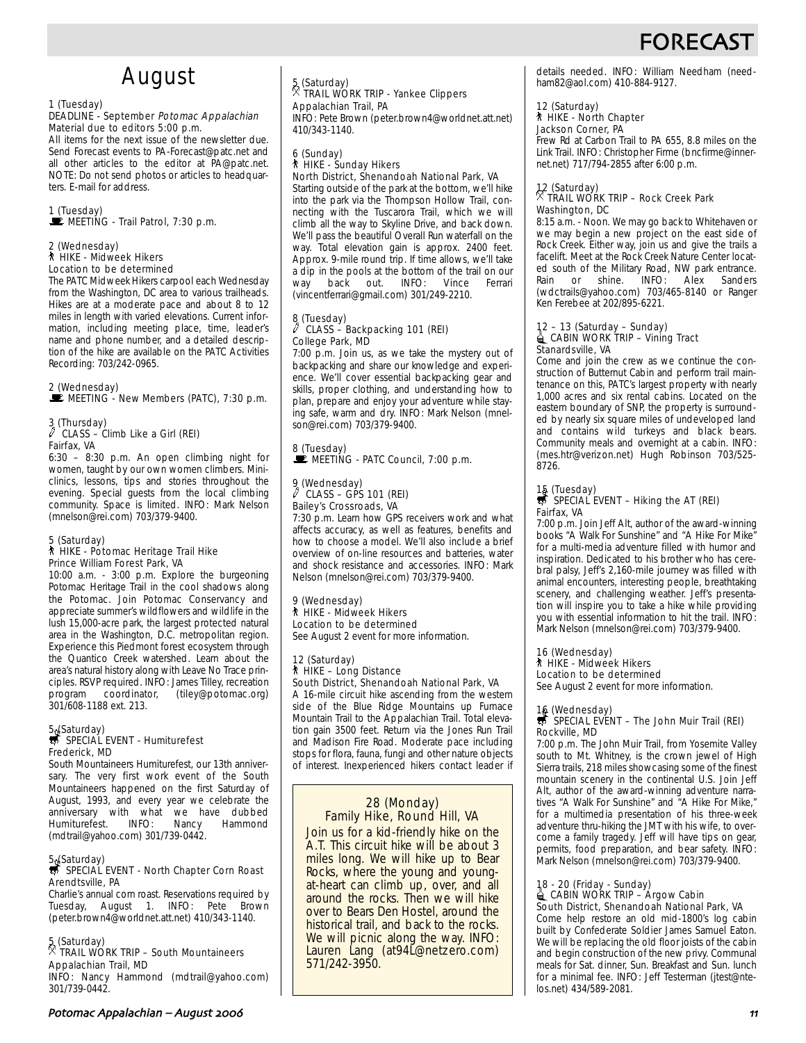# FORECAST

## August

1 (Tuesday)
DEADLINE - September *Potomac Appalachian*
Material due to editors 5:00 p.m.
All items for the next issue of the newsletter due. Send Forecast events to PA-Forecast@patc.net and all other articles to the editor at PA@patc.net. NOTE: Do not send photos or articles to headquarters. E-mail for address.

1 (Tuesday)
MEETING - Trail Patrol, 7:30 p.m.

2 (Wednesday)
HIKE - Midweek Hikers
Location to be determined
The PATC Midweek Hikers carpool each Wednesday from the Washington, DC area to various trailheads. Hikes are at a moderate pace and about 8 to 12 miles in length with varied elevations. Current information, including meeting place, time, leader's name and phone number, and a detailed description of the hike are available on the PATC Activities Recording: 703/242-0965.

2 (Wednesday)
MEETING - New Members (PATC), 7:30 p.m.

3 (Thursday)
CLASS – Climb Like a Girl (REI)
Fairfax, VA
6:30 – 8:30 p.m. An open climbing night for women, taught by our own women climbers. Mini-clinics, lessons, tips and stories throughout the evening. Special guests from the local climbing community. Space is limited. INFO: Mark Nelson (mnelson@rei.com) 703/379-9400.

5 (Saturday)
HIKE - Potomac Heritage Trail Hike
Prince William Forest Park, VA
10:00 a.m. - 3:00 p.m. Explore the burgeoning Potomac Heritage Trail in the cool shadows along the Potomac. Join Potomac Conservancy and appreciate summer's wildflowers and wildlife in the lush 15,000-acre park, the largest protected natural area in the Washington, D.C. metropolitan region. Experience this Piedmont forest ecosystem through the Quantico Creek watershed. Learn about the area's natural history along with Leave No Trace principles. RSVP required. INFO: James Tilley, recreation program coordinator, (tiley@potomac.org) 301/608-1188 ext. 213.

5 (Saturday)
SPECIAL EVENT - Humiturefest
Frederick, MD
South Mountaineers Humiturefest, our 13th anniversary. The very first work event of the South Mountaineers happened on the first Saturday of August, 1993, and every year we celebrate the anniversary with what we have dubbed Humiturefest. INFO: Nancy Hammond (mdtrail@yahoo.com) 301/739-0442.

5 (Saturday)
SPECIAL EVENT - North Chapter Corn Roast
Arendtsville, PA
Charlie's annual corn roast. Reservations required by Tuesday, August 1. INFO: Pete Brown (peter.brown4@worldnet.att.net) 410/343-1140.

5 (Saturday)
TRAIL WORK TRIP – South Mountaineers
Appalachian Trail, MD
INFO: Nancy Hammond (mdtrail@yahoo.com) 301/739-0442.

5 (Saturday)
TRAIL WORK TRIP - Yankee Clippers
Appalachian Trail, PA
INFO: Pete Brown (peter.brown4@worldnet.att.net) 410/343-1140.

6 (Sunday)
HIKE - Sunday Hikers
North District, Shenandoah National Park, VA
Starting outside of the park at the bottom, we'll hike into the park via the Thompson Hollow Trail, connecting with the Tuscarora Trail, which we will climb all the way to Skyline Drive, and back down. We'll pass the beautiful Overall Run waterfall on the way. Total elevation gain is approx. 2400 feet. Approx. 9-mile round trip. If time allows, we'll take a dip in the pools at the bottom of the trail on our way back out. INFO: Vince Ferrari (vincentferrari@gmail.com) 301/249-2210.

8 (Tuesday)
CLASS – Backpacking 101 (REI)
College Park, MD
7:00 p.m. Join us, as we take the mystery out of backpacking and share our knowledge and experience. We'll cover essential backpacking gear and skills, proper clothing, and understanding how to plan, prepare and enjoy your adventure while staying safe, warm and dry. INFO: Mark Nelson (mnelson@rei.com) 703/379-9400.

8 (Tuesday)
MEETING - PATC Council, 7:00 p.m.

9 (Wednesday)
CLASS – GPS 101 (REI)
Bailey's Crossroads, VA
7:30 p.m. Learn how GPS receivers work and what affects accuracy, as well as features, benefits and how to choose a model. We'll also include a brief overview of on-line resources and batteries, water and shock resistance and accessories. INFO: Mark Nelson (mnelson@rei.com) 703/379-9400.

9 (Wednesday)
HIKE - Midweek Hikers
Location to be determined
See August 2 event for more information.

12 (Saturday)
HIKE – Long Distance
South District, Shenandoah National Park, VA
A 16-mile circuit hike ascending from the western side of the Blue Ridge Mountains up Furnace Mountain Trail to the Appalachian Trail. Total elevation gain 3500 feet. Return via the Jones Run Trail and Madison Fire Road. Moderate pace including stops for flora, fauna, fungi and other nature objects of interest. Inexperienced hikers contact leader if details needed. INFO: William Needham (needham82@aol.com) 410-884-9127.

12 (Saturday)
HIKE - North Chapter
Jackson Corner, PA
Frew Rd at Carbon Trail to PA 655, 8.8 miles on the Link Trail. INFO: Christopher Firme (bncfirme@innernet.net) 717/794-2855 after 6:00 p.m.

12 (Saturday)
TRAIL WORK TRIP – Rock Creek Park
Washington, DC
8:15 a.m. - Noon. We may go back to Whitehaven or we may begin a new project on the east side of Rock Creek. Either way, join us and give the trails a facelift. Meet at the Rock Creek Nature Center located south of the Military Road, NW park entrance. Rain or shine. INFO: Alex Sanders (wdctrails@yahoo.com) 703/465-8140 or Ranger Ken Ferebee at 202/895-6221.

12 – 13 (Saturday – Sunday)
CABIN WORK TRIP – Vining Tract
Stanardsville, VA
Come and join the crew as we continue the construction of Butternut Cabin and perform trail maintenance on this, PATC's largest property with nearly 1,000 acres and six rental cabins. Located on the eastern boundary of SNP, the property is surrounded by nearly six square miles of undeveloped land and contains wild turkeys and black bears. Community meals and overnight at a cabin. INFO: (mes.htr@verizon.net) Hugh Robinson 703/525-8726.

15 (Tuesday)
SPECIAL EVENT – Hiking the AT (REI)
Fairfax, VA
7:00 p.m. Join Jeff Alt, author of the award-winning books "A Walk For Sunshine" and "A Hike For Mike" for a multi-media adventure filled with humor and inspiration. Dedicated to his brother who has cerebral palsy, Jeff's 2,160-mile journey was filled with animal encounters, interesting people, breathtaking scenery, and challenging weather. Jeff's presentation will inspire you to take a hike while providing you with essential information to hit the trail. INFO: Mark Nelson (mnelson@rei.com) 703/379-9400.

16 (Wednesday)
HIKE - Midweek Hikers
Location to be determined
See August 2 event for more information.

16 (Wednesday)
SPECIAL EVENT – The John Muir Trail (REI)
Rockville, MD
7:00 p.m. The John Muir Trail, from Yosemite Valley south to Mt. Whitney, is the crown jewel of High Sierra trails, 218 miles showcasing some of the finest mountain scenery in the continental U.S. Join Jeff Alt, author of the award-winning adventure narratives "A Walk For Sunshine" and "A Hike For Mike," for a multimedia presentation of his three-week adventure thru-hiking the JMT with his wife, to overcome a family tragedy. Jeff will have tips on gear, permits, food preparation, and bear safety. INFO: Mark Nelson (mnelson@rei.com) 703/379-9400.

18 - 20 (Friday - Sunday)
CABIN WORK TRIP – Argow Cabin
South District, Shenandoah National Park, VA
Come help restore an old mid-1800's log cabin built by Confederate Soldier James Samuel Eaton. We will be replacing the old floor joists of the cabin and begin construction of the new privy. Communal meals for Sat. dinner, Sun. Breakfast and Sun. lunch for a minimal fee. INFO: Jeff Testerman (jtest@ntelos.net) 434/589-2081.

28 (Monday)
Family Hike, Round Hill, VA
Join us for a kid-friendly hike on the A.T. This circuit hike will be about 3 miles long. We will hike up to Bear Rocks, where the young and young-at-heart can climb up, over, and all around the rocks. Then we will hike over to Bears Den Hostel, around the historical trail, and back to the rocks. We will picnic along the way. INFO: Lauren Lang (at94L@netzero.com) 571/242-3950.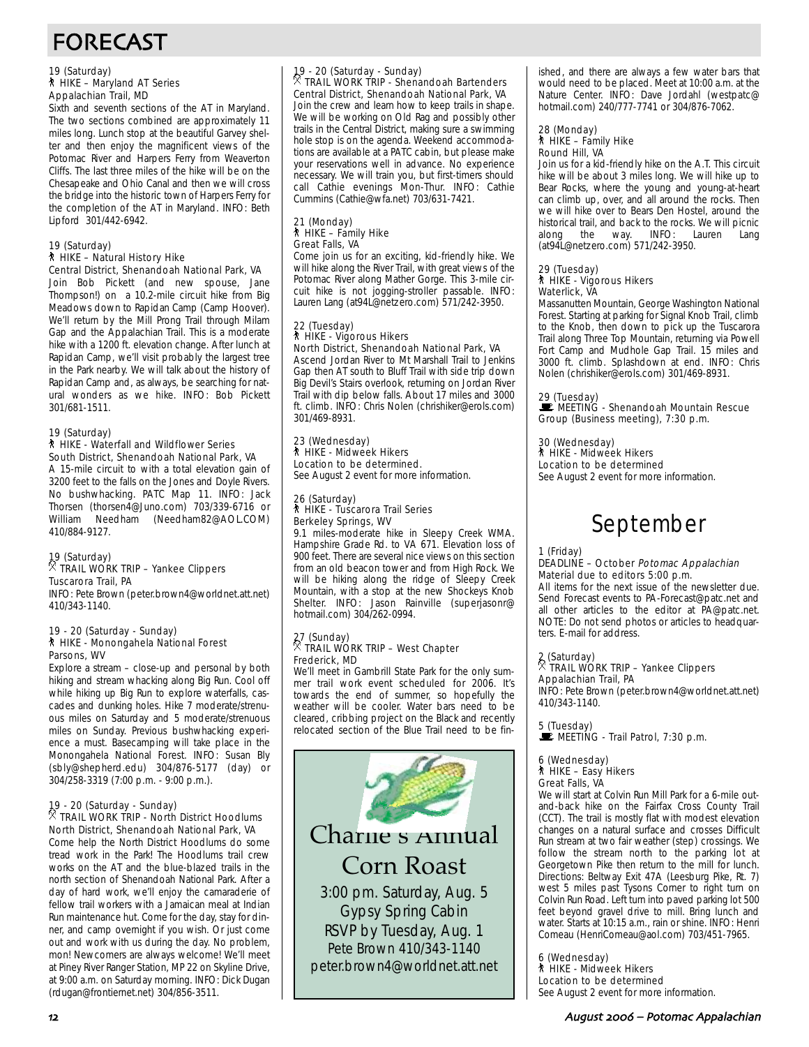# FORECAST

19 (Saturday)
HIKE – Maryland AT Series
Appalachian Trail, MD

Sixth and seventh sections of the AT in Maryland. The two sections combined are approximately 11 miles long. Lunch stop at the beautiful Garvey shelter and then enjoy the magnificent views of the Potomac River and Harpers Ferry from Weaverton Cliffs. The last three miles of the hike will be on the Chesapeake and Ohio Canal and then we will cross the bridge into the historic town of Harpers Ferry for the completion of the AT in Maryland. INFO: Beth Lipford 301/442-6942.

19 (Saturday)
HIKE – Natural History Hike
Central District, Shenandoah National Park, VA

Join Bob Pickett (and new spouse, Jane Thompson!) on a 10.2-mile circuit hike from Big Meadows down to Rapidan Camp (Camp Hoover). We'll return by the Mill Prong Trail through Milam Gap and the Appalachian Trail. This is a moderate hike with a 1200 ft. elevation change. After lunch at Rapidan Camp, we'll visit probably the largest tree in the Park nearby. We will talk about the history of Rapidan Camp and, as always, be searching for natural wonders as we hike. INFO: Bob Pickett 301/681-1511.

19 (Saturday)
HIKE - Waterfall and Wildflower Series
South District, Shenandoah National Park, VA

A 15-mile circuit to with a total elevation gain of 3200 feet to the falls on the Jones and Doyle Rivers. No bushwhacking. PATC Map 11. INFO: Jack Thorsen (thorsen4@Juno.com) 703/339-6716 or William Needham (Needham82@AOL.COM) 410/884-9127.

19 (Saturday)
TRAIL WORK TRIP – Yankee Clippers
Tuscarora Trail, PA

INFO: Pete Brown (peter.brown4@worldnet.att.net) 410/343-1140.

19 - 20 (Saturday - Sunday)
HIKE - Monongahela National Forest
Parsons, WV

Explore a stream – close-up and personal by both hiking and stream whacking along Big Run. Cool off while hiking up Big Run to explore waterfalls, cascades and dunking holes. Hike 7 moderate/strenuous miles on Saturday and 5 moderate/strenuous miles on Sunday. Previous bushwhacking experience a must. Basecamping will take place in the Monongahela National Forest. INFO: Susan Bly (sbly@shepherd.edu) 304/876-5177 (day) or 304/258-3319 (7:00 p.m. - 9:00 p.m.).

19 - 20 (Saturday - Sunday)
TRAIL WORK TRIP - North District Hoodlums
North District, Shenandoah National Park, VA

Come help the North District Hoodlums do some tread work in the Park! The Hoodlums trail crew works on the AT and the blue-blazed trails in the north section of Shenandoah National Park. After a day of hard work, we'll enjoy the camaraderie of fellow trail workers with a Jamaican meal at Indian Run maintenance hut. Come for the day, stay for dinner, and camp overnight if you wish. Or just come out and work with us during the day. No problem, mon! Newcomers are always welcome! We'll meet at Piney River Ranger Station, MP 22 on Skyline Drive, at 9:00 a.m. on Saturday morning. INFO: Dick Dugan (rdugan@frontiernet.net) 304/856-3511.

19 - 20 (Saturday - Sunday)
TRAIL WORK TRIP - Shenandoah Bartenders
Central District, Shenandoah National Park, VA

Join the crew and learn how to keep trails in shape. We will be working on Old Rag and possibly other trails in the Central District, making sure a swimming hole stop is on the agenda. Weekend accommodations are available at a PATC cabin, but please make your reservations well in advance. No experience necessary. We will train you, but first-timers should call Cathie evenings Mon-Thur. INFO: Cathie Cummins (Cathie@wfa.net) 703/631-7421.

21 (Monday)
HIKE – Family Hike
Great Falls, VA

Come join us for an exciting, kid-friendly hike. We will hike along the River Trail, with great views of the Potomac River along Mather Gorge. This 3-mile circuit hike is not jogging-stroller passable. INFO: Lauren Lang (at94L@netzero.com) 571/242-3950.

22 (Tuesday)
HIKE - Vigorous Hikers
North District, Shenandoah National Park, VA

Ascend Jordan River to Mt Marshall Trail to Jenkins Gap then AT south to Bluff Trail with side trip down Big Devil's Stairs overlook, returning on Jordan River Trail with dip below falls. About 17 miles and 3000 ft. climb. INFO: Chris Nolen (chrishiker@erols.com) 301/469-8931.

23 (Wednesday)
HIKE - Midweek Hikers
Location to be determined.
See August 2 event for more information.

26 (Saturday)
HIKE - Tuscarora Trail Series
Berkeley Springs, WV

9.1 miles-moderate hike in Sleepy Creek WMA. Hampshire Grade Rd. to VA 671. Elevation loss of 900 feet. There are several nice views on this section from an old beacon tower and from High Rock. We will be hiking along the ridge of Sleepy Creek Mountain, with a stop at the new Shockeys Knob Shelter. INFO: Jason Rainville (superjasonr@hotmail.com) 304/262-0994.

27 (Sunday)
TRAIL WORK TRIP – West Chapter
Frederick, MD

We'll meet in Gambrill State Park for the only summer trail work event scheduled for 2006. It's towards the end of summer, so hopefully the weather will be cooler. Water bars need to be cleared, cribbing project on the Black and recently relocated section of the Blue Trail need to be finished, and there are always a few water bars that would need to be placed. Meet at 10:00 a.m. at the Nature Center. INFO: Dave Jordahl (westpatc@hotmail.com) 240/777-7741 or 304/876-7062.

**Charlie's Annual Corn Roast**

3:00 pm. Saturday, Aug. 5
Gypsy Spring Cabin
RSVP by Tuesday, Aug. 1
Pete Brown 410/343-1140
peter.brown4@worldnet.att.net

28 (Monday)
HIKE – Family Hike
Round Hill, VA

Join us for a kid-friendly hike on the A.T. This circuit hike will be about 3 miles long. We will hike up to Bear Rocks, where the young and young-at-heart can climb up, over, and all around the rocks. Then we will hike over to Bears Den Hostel, around the historical trail, and back to the rocks. We will picnic along the way. INFO: Lauren Lang (at94L@netzero.com) 571/242-3950.

29 (Tuesday)
HIKE - Vigorous Hikers
Waterlick, VA

Massanutten Mountain, George Washington National Forest. Starting at parking for Signal Knob Trail, climb to the Knob, then down to pick up the Tuscarora Trail along Three Top Mountain, returning via Powell Fort Camp and Mudhole Gap Trail. 15 miles and 3000 ft. climb. Splashdown at end. INFO: Chris Nolen (chrishiker@erols.com) 301/469-8931.

29 (Tuesday)
MEETING - Shenandoah Mountain Rescue Group (Business meeting), 7:30 p.m.

30 (Wednesday)
HIKE - Midweek Hikers
Location to be determined
See August 2 event for more information.

## September

1 (Friday)
DEADLINE – October *Potomac Appalachian*
Material due to editors 5:00 p.m.

All items for the next issue of the newsletter due. Send Forecast events to PA-Forecast@patc.net and all other articles to the editor at PA@patc.net. NOTE: Do not send photos or articles to headquarters. E-mail for address.

2 (Saturday)
TRAIL WORK TRIP – Yankee Clippers
Appalachian Trail, PA

INFO: Pete Brown (peter.brown4@worldnet.att.net) 410/343-1140.

5 (Tuesday)
MEETING - Trail Patrol, 7:30 p.m.

6 (Wednesday)
HIKE – Easy Hikers
Great Falls, VA

We will start at Colvin Run Mill Park for a 6-mile out-and-back hike on the Fairfax Cross County Trail (CCT). The trail is mostly flat with modest elevation changes on a natural surface and crosses Difficult Run stream at two fair weather (step) crossings. We follow the stream north to the parking lot at Georgetown Pike then return to the mill for lunch. Directions: Beltway Exit 47A (Leesburg Pike, Rt. 7) west 5 miles past Tysons Corner to right turn on Colvin Run Road. Left turn into paved parking lot 500 feet beyond gravel drive to mill. Bring lunch and water. Starts at 10:15 a.m., rain or shine. INFO: Henri Comeau (HenriComeau@aol.com) 703/451-7965.

6 (Wednesday)
HIKE - Midweek Hikers
Location to be determined
See August 2 event for more information.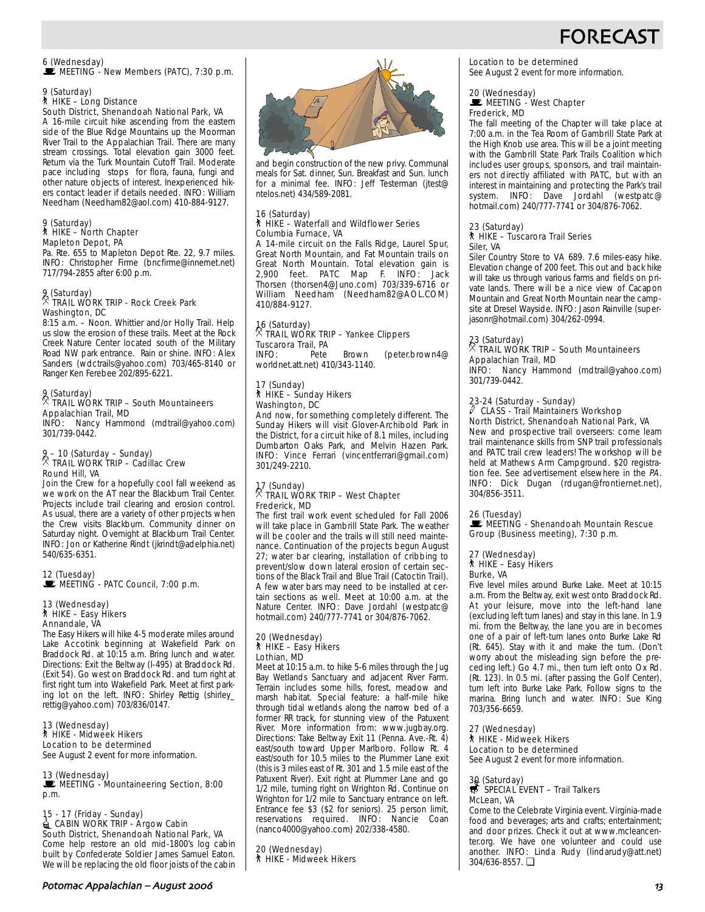# FORECAST

6 (Wednesday)
MEETING - New Members (PATC), 7:30 p.m.

9 (Saturday)
HIKE – Long Distance
South District, Shenandoah National Park, VA
A 16-mile circuit hike ascending from the eastern side of the Blue Ridge Mountains up the Moorman River Trail to the Appalachian Trail. There are many stream crossings. Total elevation gain 3000 feet. Return via the Turk Mountain Cutoff Trail. Moderate pace including stops for flora, fauna, fungi and other nature objects of interest. Inexperienced hikers contact leader if details needed. INFO: William Needham (Needham82@aol.com) 410-884-9127.

9 (Saturday)
HIKE – North Chapter
Mapleton Depot, PA
Pa. Rte. 655 to Mapleton Depot Rte. 22, 9.7 miles. INFO: Christopher Firme (bncfirme@innernet.net) 717/794-2855 after 6:00 p.m.

9 (Saturday)
TRAIL WORK TRIP - Rock Creek Park
Washington, DC
8:15 a.m. – Noon. Whittier and/or Holly Trail. Help us slow the erosion of these trails. Meet at the Rock Creek Nature Center located south of the Military Road NW park entrance. Rain or shine. INFO: Alex Sanders (wdctrails@yahoo.com) 703/465-8140 or Ranger Ken Ferebee 202/895-6221.

9 (Saturday)
TRAIL WORK TRIP – South Mountaineers
Appalachian Trail, MD
INFO: Nancy Hammond (mdtrail@yahoo.com) 301/739-0442.

9 – 10 (Saturday – Sunday)
TRAIL WORK TRIP – Cadillac Crew
Round Hill, VA
Join the Crew for a hopefully cool fall weekend as we work on the AT near the Blackburn Trail Center. Projects include trail clearing and erosion control. As usual, there are a variety of other projects when the Crew visits Blackburn. Community dinner on Saturday night. Overnight at Blackburn Trail Center. INFO: Jon or Katherine Rindt (jkrindt@adelphia.net) 540/635-6351.

12 (Tuesday)
MEETING - PATC Council, 7:00 p.m.

13 (Wednesday)
HIKE – Easy Hikers
Annandale, VA
The Easy Hikers will hike 4-5 moderate miles around Lake Accotink beginning at Wakefield Park on Braddock Rd. at 10:15 a.m. Bring lunch and water. Directions: Exit the Beltway (I-495) at Braddock Rd. (Exit 54). Go west on Braddock Rd. and turn right at first right turn into Wakefield Park. Meet at first parking lot on the left. INFO: Shirley Rettig (shirley_rettig@yahoo.com) 703/836/0147.

13 (Wednesday)
HIKE - Midweek Hikers
Location to be determined
See August 2 event for more information.

13 (Wednesday)
MEETING - Mountaineering Section, 8:00 p.m.

15 - 17 (Friday - Sunday)
CABIN WORK TRIP - Argow Cabin
South District, Shenandoah National Park, VA
Come help restore an old mid-1800's log cabin built by Confederate Soldier James Samuel Eaton. We will be replacing the old floor joists of the cabin and begin construction of the new privy. Communal meals for Sat. dinner, Sun. Breakfast and Sun. lunch for a minimal fee. INFO: Jeff Testerman (jtest@ntelos.net) 434/589-2081.

16 (Saturday)
HIKE – Waterfall and Wildflower Series
Columbia Furnace, VA
A 14-mile circuit on the Falls Ridge, Laurel Spur, Great North Mountain, and Fat Mountain trails on Great North Mountain. Total elevation gain is 2,900 feet. PATC Map F. INFO: Jack Thorsen (thorsen4@Juno.com) 703/339-6716 or William Needham (Needham82@AOL.COM) 410/884-9127.

16 (Saturday)
TRAIL WORK TRIP – Yankee Clippers
Tuscarora Trail, PA
INFO: Pete Brown (peter.brown4@worldnet.att.net) 410/343-1140.

17 (Sunday)
HIKE – Sunday Hikers
Washington, DC
And now, for something completely different. The Sunday Hikers will visit Glover-Archibold Park in the District, for a circuit hike of 8.1 miles, including Dumbarton Oaks Park, and Melvin Hazen Park. INFO: Vince Ferrari (vincentferrari@gmail.com) 301/249-2210.

17 (Sunday)
TRAIL WORK TRIP – West Chapter
Frederick, MD
The first trail work event scheduled for Fall 2006 will take place in Gambrill State Park. The weather will be cooler and the trails will still need maintenance. Continuation of the projects begun August 27; water bar clearing, installation of cribbing to prevent/slow down lateral erosion of certain sections of the Black Trail and Blue Trail (Catoctin Trail). A few water bars may need to be installed at certain sections as well. Meet at 10:00 a.m. at the Nature Center. INFO: Dave Jordahl (westpatc@hotmail.com) 240/777-7741 or 304/876-7062.

20 (Wednesday)
HIKE – Easy Hikers
Lothian, MD
Meet at 10:15 a.m. to hike 5-6 miles through the Jug Bay Wetlands Sanctuary and adjacent River Farm. Terrain includes some hills, forest, meadow and marsh habitat. Special feature: a half-mile hike through tidal wetlands along the narrow bed of a former RR track, for stunning view of the Patuxent River. More information from: www.jugbay.org. Directions: Take Beltway Exit 11 (Penna. Ave.-Rt. 4) east/south toward Upper Marlboro. Follow Rt. 4 east/south for 10.5 miles to the Plummer Lane exit (this is 3 miles east of Rt. 301 and 1.5 mile east of the Patuxent River). Exit right at Plummer Lane and go 1/2 mile, turning right on Wrighton Rd. Continue on Wrighton for 1/2 mile to Sanctuary entrance on left. Entrance fee $3 ($2 for seniors). 25 person limit, reservations required. INFO: Nancie Coan (nanco4000@yahoo.com) 202/338-4580.

20 (Wednesday)
HIKE - Midweek Hikers
Location to be determined
See August 2 event for more information.

20 (Wednesday)
MEETING - West Chapter
Frederick, MD
The fall meeting of the Chapter will take place at 7:00 a.m. in the Tea Room of Gambrill State Park at the High Knob use area. This will be a joint meeting with the Gambrill State Park Trails Coalition which includes user groups, sponsors, and trail maintainers not directly affiliated with PATC, but with an interest in maintaining and protecting the Park's trail system. INFO: Dave Jordahl (westpatc@hotmail.com) 240/777-7741 or 304/876-7062.

23 (Saturday)
HIKE – Tuscarora Trail Series
Siler, VA
Siler Country Store to VA 689. 7.6 miles-easy hike. Elevation change of 200 feet. This out and back hike will take us through various farms and fields on private lands. There will be a nice view of Cacapon Mountain and Great North Mountain near the campsite at Dresel Wayside. INFO: Jason Rainville (superjasonr@hotmail.com) 304/262-0994.

23 (Saturday)
TRAIL WORK TRIP – South Mountaineers
Appalachian Trail, MD
INFO: Nancy Hammond (mdtrail@yahoo.com) 301/739-0442.

23-24 (Saturday - Sunday)
CLASS - Trail Maintainers Workshop
North District, Shenandoah National Park, VA
New and prospective trail overseers: come learn trail maintenance skills from SNP trail professionals and PATC trail crew leaders! The workshop will be held at Mathews Arm Campground. $20 registration fee. See advertisement elsewhere in the *PA*. INFO: Dick Dugan (rdugan@frontiernet.net), 304/856-3511.

26 (Tuesday)
MEETING - Shenandoah Mountain Rescue Group (Business meeting), 7:30 p.m.

27 (Wednesday)
HIKE – Easy Hikers
Burke, VA
Five level miles around Burke Lake. Meet at 10:15 a.m. From the Beltway, exit west onto Braddock Rd. At your leisure, move into the left-hand lane (excluding left turn lanes) and stay in this lane. In 1.9 mi. from the Beltway, the lane you are in becomes one of a pair of left-turn lanes onto Burke Lake Rd (Rt. 645). Stay with it and make the turn. (Don't worry about the misleading sign before the preceding left.) Go 4.7 mi., then turn left onto Ox Rd. (Rt. 123). In 0.5 mi. (after passing the Golf Center), turn left into Burke Lake Park. Follow signs to the marina. Bring lunch and water. INFO: Sue King 703/356-6659.

27 (Wednesday)
HIKE - Midweek Hikers
Location to be determined
See August 2 event for more information.

30 (Saturday)
SPECIAL EVENT – Trail Talkers
McLean, VA
Come to the Celebrate Virginia event. Virginia-made food and beverages; arts and crafts; entertainment; and door prizes. Check it out at www.mcleancenter.org. We have one volunteer and could use another. INFO: Linda Rudy (lindarudy@att.net) 304/636-8557. ❑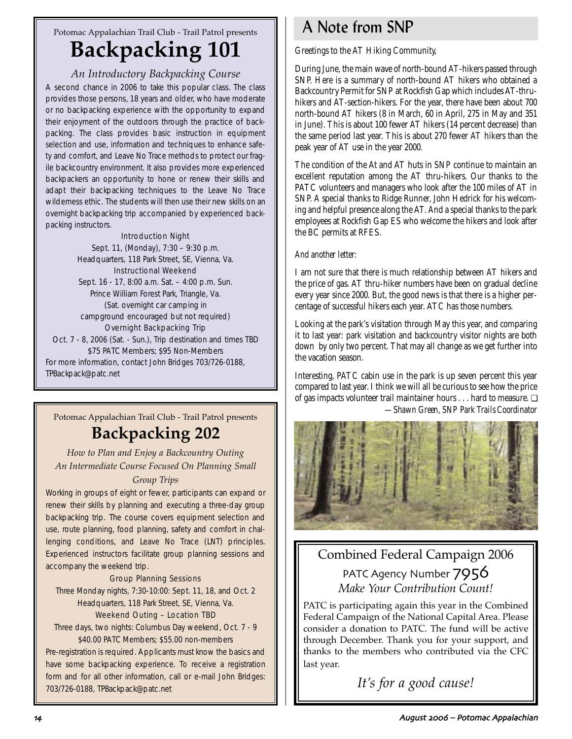Potomac Appalachian Trail Club - Trail Patrol presents

# Backpacking 101

### *An Introductory Backpacking Course*

A second chance in 2006 to take this popular class. The class provides those persons, 18 years and older, who have moderate or no backpacking experience with the opportunity to expand their enjoyment of the outdoors through the practice of backpacking. The class provides basic instruction in equipment selection and use, information and techniques to enhance safety and comfort, and Leave No Trace methods to protect our fragile backcountry environment. It also provides more experienced backpackers an opportunity to hone or renew their skills and adapt their backpacking techniques to the Leave No Trace wilderness ethic. The students will then use their new skills on an overnight backpacking trip accompanied by experienced backpacking instructors.

Introduction Night
Sept. 11, (Monday), 7:30 – 9:30 p.m.
Headquarters, 118 Park Street, SE, Vienna, Va.

Instructional Weekend
Sept. 16 - 17, 8:00 a.m. Sat. – 4:00 p.m. Sun.
Prince William Forest Park, Triangle, Va.
(Sat. overnight car camping in campground encouraged but not required)

Overnight Backpacking Trip
Oct. 7 - 8, 2006 (Sat. - Sun.), Trip destination and times TBD
$75 PATC Members; $95 Non-Members

For more information, contact John Bridges 703/726-0188, TPBackpack@patc.net

Potomac Appalachian Trail Club - Trail Patrol presents

# Backpacking 202

### *How to Plan and Enjoy a Backcountry Outing*
### *An Intermediate Course Focused On Planning Small Group Trips*

Working in groups of eight or fewer, participants can expand or renew their skills by planning and executing a three-day group backpacking trip. The course covers equipment selection and use, route planning, food planning, safety and comfort in challenging conditions, and Leave No Trace (LNT) principles. Experienced instructors facilitate group planning sessions and accompany the weekend trip.

Group Planning Sessions
Three Monday nights, 7:30-10:00: Sept. 11, 18, and Oct. 2
Headquarters, 118 Park Street, SE, Vienna, Va.

Weekend Outing – Location TBD
Three days, two nights: Columbus Day weekend, Oct. 7 - 9
$40.00 PATC Members; $55.00 non-members

Pre-registration is required. Applicants must know the basics and have some backpacking experience. To receive a registration form and for all other information, call or e-mail John Bridges: 703/726-0188, TPBackpack@patc.net

## A Note from SNP

*Greetings to the AT Hiking Community,*

During June, the main wave of north-bound AT-hikers passed through SNP. Here is a summary of north-bound AT hikers who obtained a Backcountry Permit for SNP at Rockfish Gap which includes AT-thru-hikers and AT-section-hikers. For the year, there have been about 700 north-bound AT hikers (8 in March, 60 in April, 275 in May and 351 in June). This is about 100 fewer AT hikers (14 percent decrease) than the same period last year. This is about 270 fewer AT hikers than the peak year of AT use in the year 2000.

The condition of the At and AT huts in SNP continue to maintain an excellent reputation among the AT thru-hikers. Our thanks to the PATC volunteers and managers who look after the 100 miles of AT in SNP. A special thanks to Ridge Runner, John Hedrick for his welcoming and helpful presence along the AT. And a special thanks to the park employees at Rockfish Gap ES who welcome the hikers and look after the BC permits at RFES.

*And another letter:*

I am not sure that there is much relationship between AT hikers and the price of gas. AT thru-hiker numbers have been on gradual decline every year since 2000. But, the good news is that there is a higher percentage of successful hikers each year. ATC has those numbers.

Looking at the park's visitation through May this year, and comparing it to last year: park visitation and backcountry visitor nights are both down by only two percent. That may all change as we get further into the vacation season.

Interesting, PATC cabin use in the park is up seven percent this year compared to last year. I think we will all be curious to see how the price of gas impacts volunteer trail maintainer hours . . . hard to measure. ❑

*—Shawn Green, SNP Park Trails Coordinator*

## Combined Federal Campaign 2006

PATC Agency Number 7956

*Make Your Contribution Count!*

PATC is participating again this year in the Combined Federal Campaign of the National Capital Area. Please consider a donation to PATC. The fund will be active through December. Thank you for your support, and thanks to the members who contributed via the CFC last year.

*It's for a good cause!*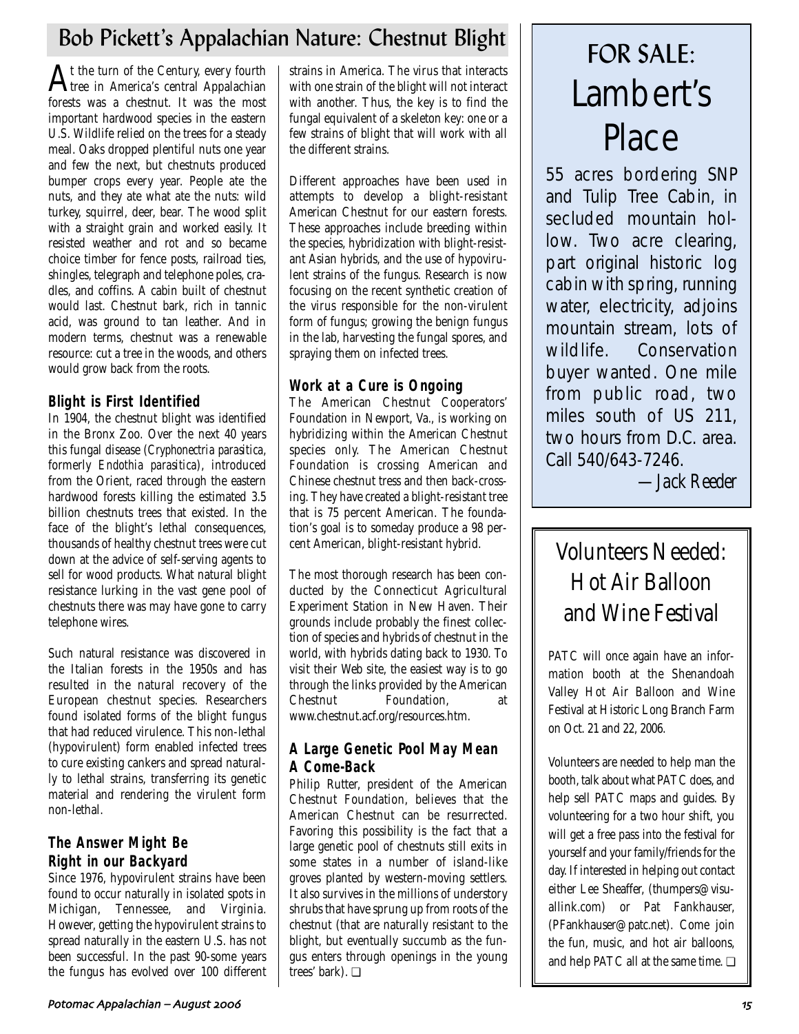# Bob Pickett's Appalachian Nature: Chestnut Blight

At the turn of the Century, every fourth tree in America's central Appalachian forests was a chestnut. It was the most important hardwood species in the eastern U.S. Wildlife relied on the trees for a steady meal. Oaks dropped plentiful nuts one year and few the next, but chestnuts produced bumper crops every year. People ate the nuts, and they ate what ate the nuts: wild turkey, squirrel, deer, bear. The wood split with a straight grain and worked easily. It resisted weather and rot and so became choice timber for fence posts, railroad ties, shingles, telegraph and telephone poles, cradles, and coffins. A cabin built of chestnut would last. Chestnut bark, rich in tannic acid, was ground to tan leather. And in modern terms, chestnut was a renewable resource: cut a tree in the woods, and others would grow back from the roots.

### Blight is First Identified

In 1904, the chestnut blight was identified in the Bronx Zoo. Over the next 40 years this fungal disease (*Cryphonectria parasitica*, formerly *Endothia parasitica*), introduced from the Orient, raced through the eastern hardwood forests killing the estimated 3.5 billion chestnuts trees that existed. In the face of the blight's lethal consequences, thousands of healthy chestnut trees were cut down at the advice of self-serving agents to sell for wood products. What natural blight resistance lurking in the vast gene pool of chestnuts there was may have gone to carry telephone wires.

Such natural resistance was discovered in the Italian forests in the 1950s and has resulted in the natural recovery of the European chestnut species. Researchers found isolated forms of the blight fungus that had reduced virulence. This non-lethal (hypovirulent) form enabled infected trees to cure existing cankers and spread naturally to lethal strains, transferring its genetic material and rendering the virulent form non-lethal.

### The Answer Might Be Right in our Backyard

Since 1976, hypovirulent strains have been found to occur naturally in isolated spots in Michigan, Tennessee, and Virginia. However, getting the hypovirulent strains to spread naturally in the eastern U.S. has not been successful. In the past 90-some years the fungus has evolved over 100 different strains in America. The virus that interacts with one strain of the blight will not interact with another. Thus, the key is to find the fungal equivalent of a skeleton key: one or a few strains of blight that will work with all the different strains.

Different approaches have been used in attempts to develop a blight-resistant American Chestnut for our eastern forests. These approaches include breeding within the species, hybridization with blight-resistant Asian hybrids, and the use of hypovirulent strains of the fungus. Research is now focusing on the recent synthetic creation of the virus responsible for the non-virulent form of fungus; growing the benign fungus in the lab, harvesting the fungal spores, and spraying them on infected trees.

### Work at a Cure is Ongoing

The American Chestnut Cooperators' Foundation in Newport, Va., is working on hybridizing within the American Chestnut species only. The American Chestnut Foundation is crossing American and Chinese chestnut tress and then back-crossing. They have created a blight-resistant tree that is 75 percent American. The foundation's goal is to someday produce a 98 percent American, blight-resistant hybrid.

The most thorough research has been conducted by the Connecticut Agricultural Experiment Station in New Haven. Their grounds include probably the finest collection of species and hybrids of chestnut in the world, with hybrids dating back to 1930. To visit their Web site, the easiest way is to go through the links provided by the American Chestnut Foundation, at www.chestnut.acf.org/resources.htm.

### A Large Genetic Pool May Mean A Come-Back

Philip Rutter, president of the American Chestnut Foundation, believes that the American Chestnut can be resurrected. Favoring this possibility is the fact that a large genetic pool of chestnuts still exits in some states in a number of island-like groves planted by western-moving settlers. It also survives in the millions of understory shrubs that have sprung up from roots of the chestnut (that are naturally resistant to the blight, but eventually succumb as the fungus enters through openings in the young trees' bark). ❑

# FOR SALE: Lambert's Place

55 acres bordering SNP and Tulip Tree Cabin, in secluded mountain hollow. Two acre clearing, part original historic log cabin with spring, running water, electricity, adjoins mountain stream, lots of wildlife. Conservation buyer wanted. One mile from public road, two miles south of US 211, two hours from D.C. area. Call 540/643-7246.

*—Jack Reeder*

# Volunteers Needed: Hot Air Balloon and Wine Festival

PATC will once again have an information booth at the Shenandoah Valley Hot Air Balloon and Wine Festival at Historic Long Branch Farm on Oct. 21 and 22, 2006.

Volunteers are needed to help man the booth, talk about what PATC does, and help sell PATC maps and guides. By volunteering for a two hour shift, you will get a free pass into the festival for yourself and your family/friends for the day. If interested in helping out contact either Lee Sheaffer, (thumpers@visuallink.com) or Pat Fankhauser, (PFankhauser@patc.net). Come join the fun, music, and hot air balloons, and help PATC all at the same time. ❑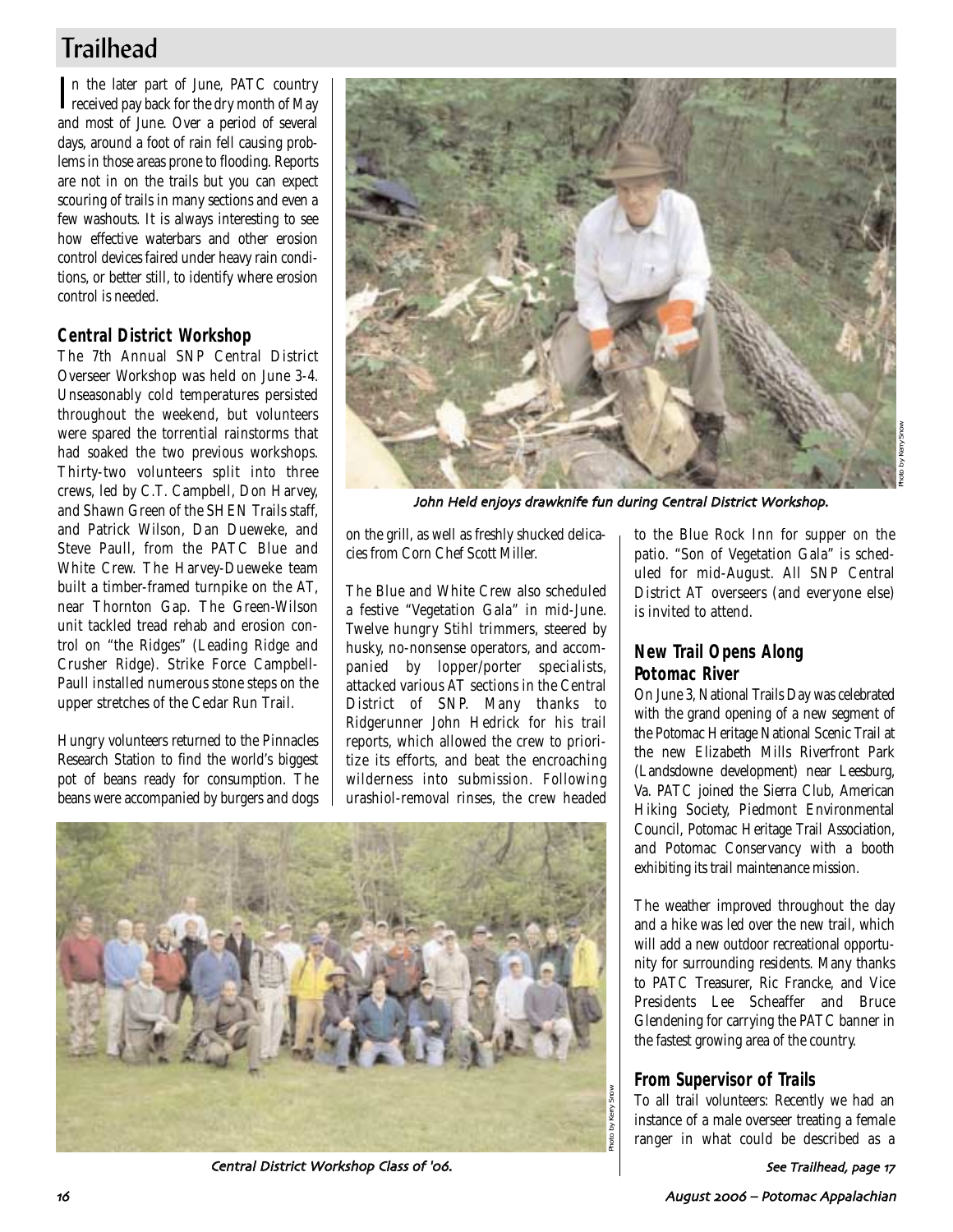# Trailhead

In the later part of June, PATC country received pay back for the dry month of May and most of June. Over a period of several days, around a foot of rain fell causing problems in those areas prone to flooding. Reports are not in on the trails but you can expect scouring of trails in many sections and even a few washouts. It is always interesting to see how effective waterbars and other erosion control devices faired under heavy rain conditions, or better still, to identify where erosion control is needed.

## Central District Workshop

The 7th Annual SNP Central District Overseer Workshop was held on June 3-4. Unseasonably cold temperatures persisted throughout the weekend, but volunteers were spared the torrential rainstorms that had soaked the two previous workshops. Thirty-two volunteers split into three crews, led by C.T. Campbell, Don Harvey, and Shawn Green of the SHEN Trails staff, and Patrick Wilson, Dan Dueweke, and Steve Paull, from the PATC Blue and White Crew. The Harvey-Dueweke team built a timber-framed turnpike on the AT, near Thornton Gap. The Green-Wilson unit tackled tread rehab and erosion control on "the Ridges" (Leading Ridge and Crusher Ridge). Strike Force Campbell-Paull installed numerous stone steps on the upper stretches of the Cedar Run Trail.

Hungry volunteers returned to the Pinnacles Research Station to find the world's biggest pot of beans ready for consumption. The beans were accompanied by burgers and dogs on the grill, as well as freshly shucked delicacies from Corn Chef Scott Miller.

*John Held enjoys drawknife fun during Central District Workshop.*

Photo by Kerry Snow

The Blue and White Crew also scheduled a festive "Vegetation Gala" in mid-June. Twelve hungry Stihl trimmers, steered by husky, no-nonsense operators, and accompanied by lopper/porter specialists, attacked various AT sections in the Central District of SNP. Many thanks to Ridgerunner John Hedrick for his trail reports, which allowed the crew to prioritize its efforts, and beat the encroaching wilderness into submission. Following urashiol-removal rinses, the crew headed to the Blue Rock Inn for supper on the patio. "Son of Vegetation Gala" is scheduled for mid-August. All SNP Central District AT overseers (and everyone else) is invited to attend.

*Central District Workshop Class of '06.*

Photo by Kerry Snow

## New Trail Opens Along Potomac River

On June 3, National Trails Day was celebrated with the grand opening of a new segment of the Potomac Heritage National Scenic Trail at the new Elizabeth Mills Riverfront Park (Landsdowne development) near Leesburg, Va. PATC joined the Sierra Club, American Hiking Society, Piedmont Environmental Council, Potomac Heritage Trail Association, and Potomac Conservancy with a booth exhibiting its trail maintenance mission.

The weather improved throughout the day and a hike was led over the new trail, which will add a new outdoor recreational opportunity for surrounding residents. Many thanks to PATC Treasurer, Ric Francke, and Vice Presidents Lee Scheaffer and Bruce Glendening for carrying the PATC banner in the fastest growing area of the country.

## From Supervisor of Trails

To all trail volunteers: Recently we had an instance of a male overseer treating a female ranger in what could be described as a

*See Trailhead, page 17*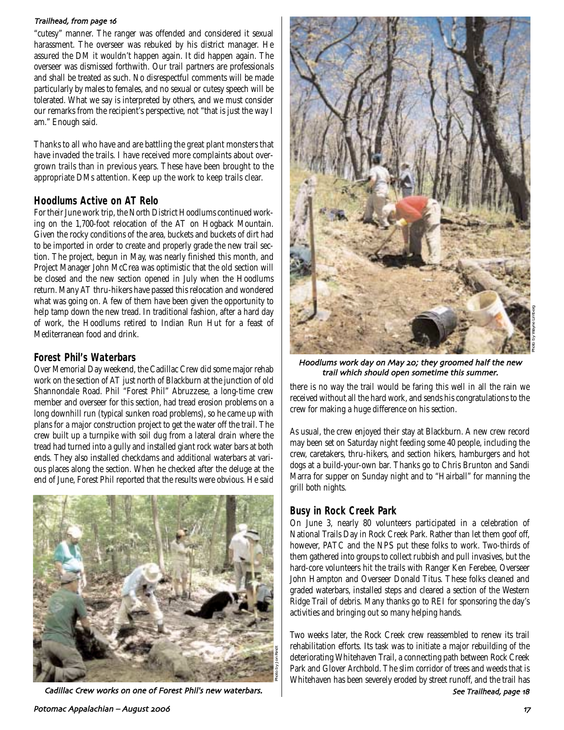*Trailhead, from page 16*

"cutesy" manner. The ranger was offended and considered it sexual harassment. The overseer was rebuked by his district manager. He assured the DM it wouldn't happen again. It did happen again. The overseer was dismissed forthwith. Our trail partners are professionals and shall be treated as such. No disrespectful comments will be made particularly by males to females, and no sexual or cutesy speech will be tolerated. What we say is interpreted by others, and we must consider our remarks from the recipient's perspective, not "that is just the way I am." Enough said.

Thanks to all who have and are battling the great plant monsters that have invaded the trails. I have received more complaints about overgrown trails than in previous years. These have been brought to the appropriate DMs attention. Keep up the work to keep trails clear.

## Hoodlums Active on AT Relo

For their June work trip, the North District Hoodlums continued working on the 1,700-foot relocation of the AT on Hogback Mountain. Given the rocky conditions of the area, buckets and buckets of dirt had to be imported in order to create and properly grade the new trail section. The project, begun in May, was nearly finished this month, and Project Manager John McCrea was optimistic that the old section will be closed and the new section opened in July when the Hoodlums return. Many AT thru-hikers have passed this relocation and wondered what was going on. A few of them have been given the opportunity to help tamp down the new tread. In traditional fashion, after a hard day of work, the Hoodlums retired to Indian Run Hut for a feast of Mediterranean food and drink.

## Forest Phil's Waterbars

Over Memorial Day weekend, the Cadillac Crew did some major rehab work on the section of AT just north of Blackburn at the junction of old Shannondale Road. Phil "Forest Phil" Abruzzese, a long-time crew member and overseer for this section, had tread erosion problems on a long downhill run (typical sunken road problems), so he came up with plans for a major construction project to get the water off the trail. The crew built up a turnpike with soil dug from a lateral drain where the tread had turned into a gully and installed giant rock water bars at both ends. They also installed checkdams and additional waterbars at various places along the section. When he checked after the deluge at the end of June, Forest Phil reported that the results were obvious. He said there is no way the trail would be faring this well in all the rain we received without all the hard work, and sends his congratulations to the crew for making a huge difference on his section.

Photo by Jon Rindt

*Cadillac Crew works on one of Forest Phil's new waterbars.*

Photo by Wayne Limberg

*Hoodlums work day on May 20; they groomed half the new trail which should open sometime this summer.*

As usual, the crew enjoyed their stay at Blackburn. A new crew record may been set on Saturday night feeding some 40 people, including the crew, caretakers, thru-hikers, and section hikers, hamburgers and hot dogs at a build-your-own bar. Thanks go to Chris Brunton and Sandi Marra for supper on Sunday night and to "Hairball" for manning the grill both nights.

## Busy in Rock Creek Park

On June 3, nearly 80 volunteers participated in a celebration of National Trails Day in Rock Creek Park. Rather than let them goof off, however, PATC and the NPS put these folks to work. Two-thirds of them gathered into groups to collect rubbish and pull invasives, but the hard-core volunteers hit the trails with Ranger Ken Ferebee, Overseer John Hampton and Overseer Donald Titus. These folks cleaned and graded waterbars, installed steps and cleared a section of the Western Ridge Trail of debris. Many thanks go to REI for sponsoring the day's activities and bringing out so many helping hands.

Two weeks later, the Rock Creek crew reassembled to renew its trail rehabilitation efforts. Its task was to initiate a major rebuilding of the deteriorating Whitehaven Trail, a connecting path between Rock Creek Park and Glover Archbold. The slim corridor of trees and weeds that is Whitehaven has been severely eroded by street runoff, and the trail has

*See Trailhead, page 18*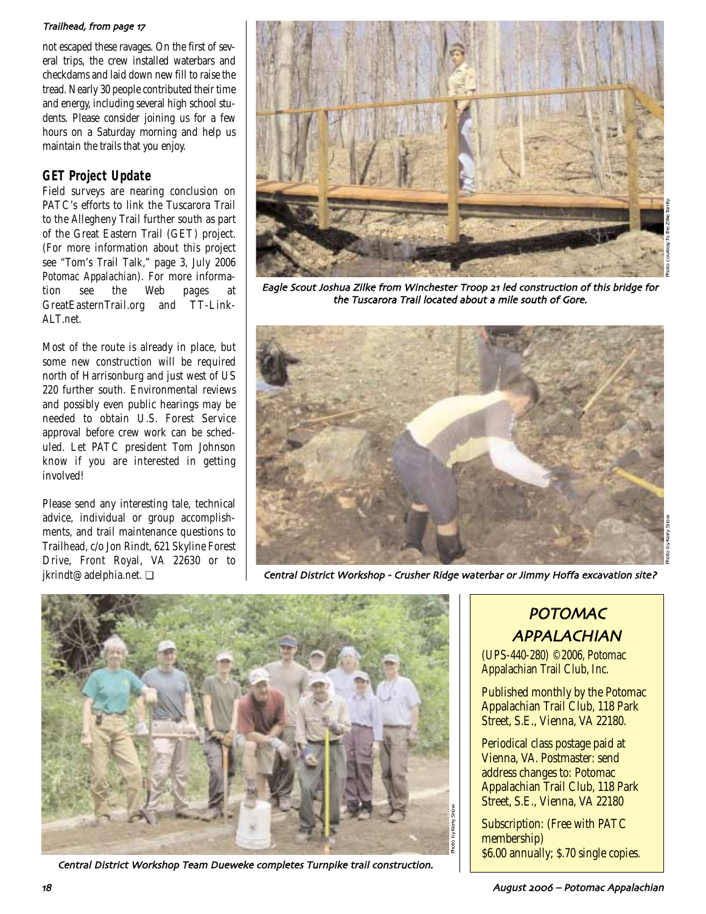*Trailhead, from page 17*

not escaped these ravages. On the first of several trips, the crew installed waterbars and checkdams and laid down new fill to raise the tread. Nearly 30 people contributed their time and energy, including several high school students. Please consider joining us for a few hours on a Saturday morning and help us maintain the trails that you enjoy.

## GET Project Update

Field surveys are nearing conclusion on PATC's efforts to link the Tuscarora Trail to the Allegheny Trail further south as part of the Great Eastern Trail (GET) project. (For more information about this project see "Tom's Trail Talk," page 3, July 2006 *Potomac Appalachian*). For more information see the Web pages at GreatEasternTrail.org and TT-Link-ALT.net.

Most of the route is already in place, but some new construction will be required north of Harrisonburg and just west of US 220 further south. Environmental reviews and possibly even public hearings may be needed to obtain U.S. Forest Service approval before crew work can be scheduled. Let PATC president Tom Johnson know if you are interested in getting involved!

Please send any interesting tale, technical advice, individual or group accomplishments, and trail maintenance questions to Trailhead, c/o Jon Rindt, 621 Skyline Forest Drive, Front Royal, VA 22630 or to jkrindt@adelphia.net. ❑

*Eagle Scout Joshua Zilke from Winchester Troop 21 led construction of this bridge for the Tuscarora Trail located about a mile south of Gore.*

Photo courtesy of the Zilke family

*Central District Workshop - Crusher Ridge waterbar or Jimmy Hoffa excavation site?*

Photo by Kerry Snow

*Central District Workshop Team Dueweke completes Turnpike trail construction.*

Photo by Kerry Snow

## *POTOMAC APPALACHIAN*

(UPS-440-280) ©2006, Potomac Appalachian Trail Club, Inc.

Published monthly by the Potomac Appalachian Trail Club, 118 Park Street, S.E., Vienna, VA 22180.

Periodical class postage paid at Vienna, VA. Postmaster: send address changes to: Potomac Appalachian Trail Club, 118 Park Street, S.E., Vienna, VA 22180

Subscription: (Free with PATC membership)
$6.00 annually; $.70 single copies.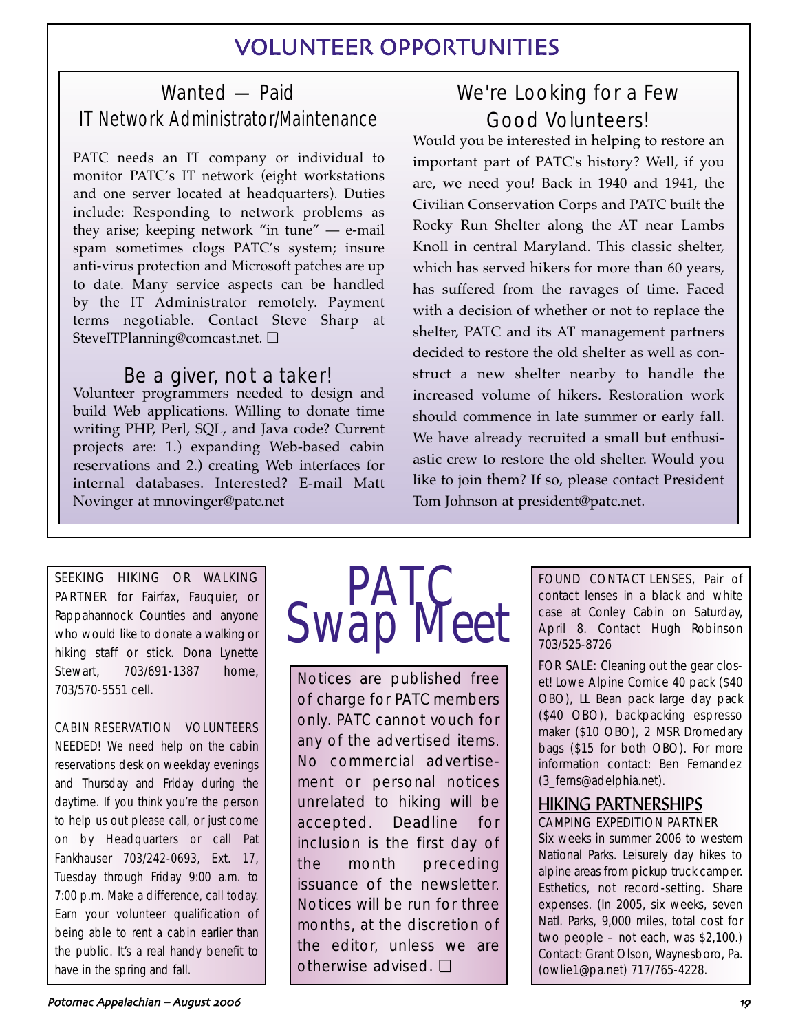# VOLUNTEER OPPORTUNITIES

## Wanted — Paid IT Network Administrator/Maintenance

PATC needs an IT company or individual to monitor PATC's IT network (eight workstations and one server located at headquarters). Duties include: Responding to network problems as they arise; keeping network "in tune" — e-mail spam sometimes clogs PATC's system; insure anti-virus protection and Microsoft patches are up to date. Many service aspects can be handled by the IT Administrator remotely. Payment terms negotiable. Contact Steve Sharp at SteveITPlanning@comcast.net. ❑

## Be a giver, not a taker!

Volunteer programmers needed to design and build Web applications. Willing to donate time writing PHP, Perl, SQL, and Java code? Current projects are: 1.) expanding Web-based cabin reservations and 2.) creating Web interfaces for internal databases. Interested? E-mail Matt Novinger at mnovinger@patc.net

## We're Looking for a Few Good Volunteers!

Would you be interested in helping to restore an important part of PATC's history? Well, if you are, we need you! Back in 1940 and 1941, the Civilian Conservation Corps and PATC built the Rocky Run Shelter along the AT near Lambs Knoll in central Maryland. This classic shelter, which has served hikers for more than 60 years, has suffered from the ravages of time. Faced with a decision of whether or not to replace the shelter, PATC and its AT management partners decided to restore the old shelter as well as construct a new shelter nearby to handle the increased volume of hikers. Restoration work should commence in late summer or early fall. We have already recruited a small but enthusiastic crew to restore the old shelter. Would you like to join them? If so, please contact President Tom Johnson at president@patc.net.

# PATC Swap Meet

Notices are published free of charge for PATC members only. PATC cannot vouch for any of the advertised items. No commercial advertisement or personal notices unrelated to hiking will be accepted. Deadline for inclusion is the first day of the month preceding issuance of the newsletter. Notices will be run for three months, at the discretion of the editor, unless we are otherwise advised. ❑

SEEKING HIKING OR WALKING PARTNER for Fairfax, Fauquier, or Rappahannock Counties and anyone who would like to donate a walking or hiking staff or stick. Dona Lynette Stewart, 703/691-1387 home, 703/570-5551 cell.

CABIN RESERVATION VOLUNTEERS NEEDED! We need help on the cabin reservations desk on weekday evenings and Thursday and Friday during the daytime. If you think you're the person to help us out please call, or just come on by Headquarters or call Pat Fankhauser 703/242-0693, Ext. 17, Tuesday through Friday 9:00 a.m. to 7:00 p.m. Make a difference, call today. Earn your volunteer qualification of being able to rent a cabin earlier than the public. It's a real handy benefit to have in the spring and fall.

FOUND CONTACT LENSES, Pair of contact lenses in a black and white case at Conley Cabin on Saturday, April 8. Contact Hugh Robinson 703/525-8726

FOR SALE: Cleaning out the gear closet! Lowe Alpine Cornice 40 pack ($40 OBO), LL Bean pack large day pack ($40 OBO), backpacking espresso maker ($10 OBO), 2 MSR Dromedary bags ($15 for both OBO). For more information contact: Ben Fernandez (3_ferns@adelphia.net).

## HIKING PARTNERSHIPS

CAMPING EXPEDITION PARTNER Six weeks in summer 2006 to western National Parks. Leisurely day hikes to alpine areas from pickup truck camper. Esthetics, not record-setting. Share expenses. (In 2005, six weeks, seven Natl. Parks, 9,000 miles, total cost for two people – not each, was $2,100.) Contact: Grant Olson, Waynesboro, Pa. (owlie1@pa.net) 717/765-4228.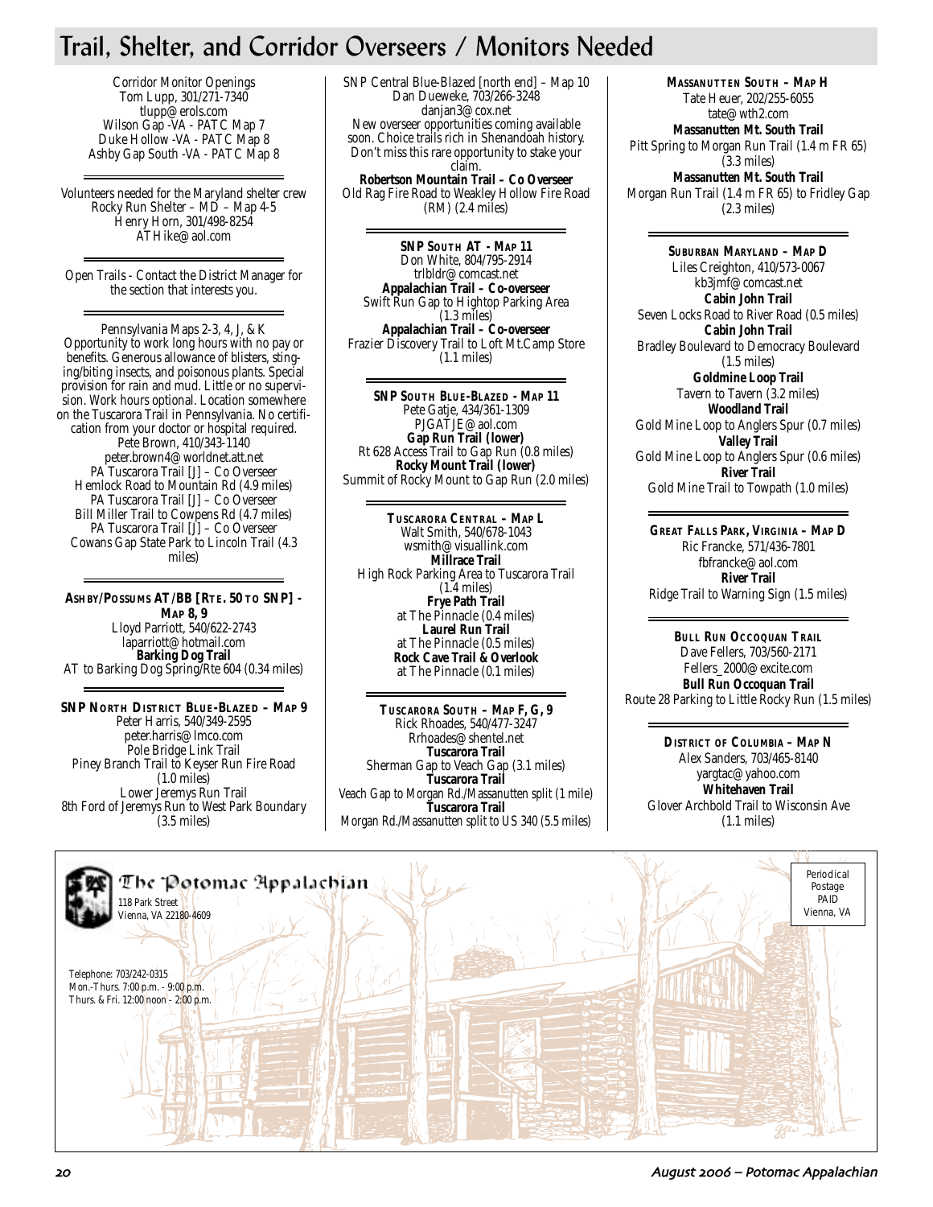# Trail, Shelter, and Corridor Overseers / Monitors Needed

Corridor Monitor Openings
Tom Lupp, 301/271-7340
tlupp@erols.com
Wilson Gap -VA - PATC Map 7
Duke Hollow -VA - PATC Map 8
Ashby Gap South -VA - PATC Map 8

---

Volunteers needed for the Maryland shelter crew
Rocky Run Shelter – MD – Map 4-5
Henry Horn, 301/498-8254
ATHike@aol.com

---

Open Trails - Contact the District Manager for the section that interests you.

---

Pennsylvania Maps 2-3, 4, J, & K
Opportunity to work long hours with no pay or benefits. Generous allowance of blisters, stinging/biting insects, and poisonous plants. Special provision for rain and mud. Little or no supervision. Work hours optional. Location somewhere on the Tuscarora Trail in Pennsylvania. No certification from your doctor or hospital required.
Pete Brown, 410/343-1140
peter.brown4@worldnet.att.net
PA Tuscarora Trail [J] – Co Overseer
Hemlock Road to Mountain Rd (4.9 miles)
PA Tuscarora Trail [J] – Co Overseer
Bill Miller Trail to Cowpens Rd (4.7 miles)
PA Tuscarora Trail [J] – Co Overseer
Cowans Gap State Park to Lincoln Trail (4.3 miles)

---

**ASHBY/POSSUMS AT/BB [RTE. 50 TO SNP] - MAP 8, 9**
Lloyd Parriott, 540/622-2743
laparriott@hotmail.com
**Barking Dog Trail**
AT to Barking Dog Spring/Rte 604 (0.34 miles)

---

**SNP NORTH DISTRICT BLUE-BLAZED – MAP 9**
Peter Harris, 540/349-2595
peter.harris@lmco.com
Pole Bridge Link Trail
Piney Branch Trail to Keyser Run Fire Road (1.0 miles)
Lower Jeremys Run Trail
8th Ford of Jeremys Run to West Park Boundary (3.5 miles)

SNP Central Blue-Blazed [north end] – Map 10
Dan Dueweke, 703/266-3248
danjan3@cox.net
New overseer opportunities coming available soon. Choice trails rich in Shenandoah history. Don't miss this rare opportunity to stake your claim.
**Robertson Mountain Trail – Co Overseer**
Old Rag Fire Road to Weakley Hollow Fire Road (RM) (2.4 miles)

---

**SNP SOUTH AT - MAP 11**
Don White, 804/795-2914
trlbldr@comcast.net
**Appalachian Trail – Co-overseer**
Swift Run Gap to Hightop Parking Area (1.3 miles)
**Appalachian Trail – Co-overseer**
Frazier Discovery Trail to Loft Mt.Camp Store (1.1 miles)

---

**SNP SOUTH BLUE-BLAZED - MAP 11**
Pete Gatje, 434/361-1309
PJGATJE@aol.com
**Gap Run Trail (lower)**
Rt 628 Access Trail to Gap Run (0.8 miles)
**Rocky Mount Trail (lower)**
Summit of Rocky Mount to Gap Run (2.0 miles)

---

**TUSCARORA CENTRAL – MAP L**
Walt Smith, 540/678-1043
wsmith@visuallink.com
**Millrace Trail**
High Rock Parking Area to Tuscarora Trail (1.4 miles)
**Frye Path Trail**
at The Pinnacle (0.4 miles)
**Laurel Run Trail**
at The Pinnacle (0.5 miles)
**Rock Cave Trail & Overlook**
at The Pinnacle (0.1 miles)

---

**TUSCARORA SOUTH – MAP F, G, 9**
Rick Rhoades, 540/477-3247
Rrhoades@shentel.net
**Tuscarora Trail**
Sherman Gap to Veach Gap (3.1 miles)
**Tuscarora Trail**
Veach Gap to Morgan Rd./Massanutten split (1 mile)
**Tuscarora Trail**
Morgan Rd./Massanutten split to US 340 (5.5 miles)

**MASSANUTTEN SOUTH – MAP H**
Tate Heuer, 202/255-6055
tate@wth2.com
**Massanutten Mt. South Trail**
Pitt Spring to Morgan Run Trail (1.4 m FR 65) (3.3 miles)
**Massanutten Mt. South Trail**
Morgan Run Trail (1.4 m FR 65) to Fridley Gap (2.3 miles)

---

**SUBURBAN MARYLAND – MAP D**
Liles Creighton, 410/573-0067
kb3jmf@comcast.net
**Cabin John Trail**
Seven Locks Road to River Road (0.5 miles)
**Cabin John Trail**
Bradley Boulevard to Democracy Boulevard (1.5 miles)
**Goldmine Loop Trail**
Tavern to Tavern (3.2 miles)
**Woodland Trail**
Gold Mine Loop to Anglers Spur (0.7 miles)
**Valley Trail**
Gold Mine Loop to Anglers Spur (0.6 miles)
**River Trail**
Gold Mine Trail to Towpath (1.0 miles)

---

**GREAT FALLS PARK, VIRGINIA – MAP D**
Ric Francke, 571/436-7801
fbfrancke@aol.com
**River Trail**
Ridge Trail to Warning Sign (1.5 miles)

---

**BULL RUN OCCOQUAN TRAIL**
Dave Fellers, 703/560-2171
Fellers_2000@excite.com
**Bull Run Occoquan Trail**
Route 28 Parking to Little Rocky Run (1.5 miles)

---

**DISTRICT OF COLUMBIA – MAP N**
Alex Sanders, 703/465-8140
yargtac@yahoo.com
**Whitehaven Trail**
Glover Archbold Trail to Wisconsin Ave (1.1 miles)

---

The Potomac Appalachian
118 Park Street
Vienna, VA 22180-4609

Periodical Postage PAID Vienna, VA

Telephone: 703/242-0315
Mon.-Thurs. 7:00 p.m. - 9:00 p.m.
Thurs. & Fri. 12:00 noon - 2:00 p.m.